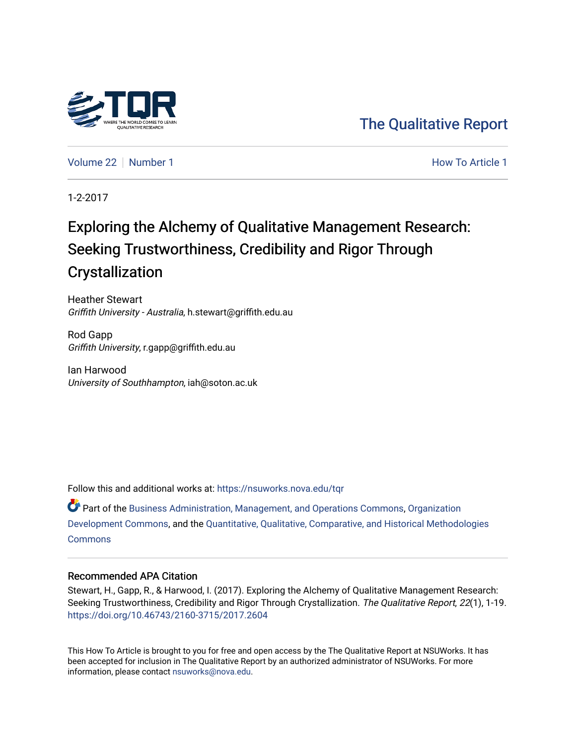The Qualitative Report

Volume 22 | Number 1 | How To Article 1

1-2-2017

# Exploring the Alchemy of Qualitative Management Research: Seeking Trustworthiness, Credibility and Rigor Through Crystallization

Heather Stewart
*Griffith University - Australia*, h.stewart@griffith.edu.au

Rod Gapp
*Griffith University*, r.gapp@griffith.edu.au

Ian Harwood
*University of Southhampton*, iah@soton.ac.uk

Follow this and additional works at: https://nsuworks.nova.edu/tqr

Part of the Business Administration, Management, and Operations Commons, Organization Development Commons, and the Quantitative, Qualitative, Comparative, and Historical Methodologies Commons

## Recommended APA Citation

Stewart, H., Gapp, R., & Harwood, I. (2017). Exploring the Alchemy of Qualitative Management Research: Seeking Trustworthiness, Credibility and Rigor Through Crystallization. *The Qualitative Report*, *22*(1), 1-19. https://doi.org/10.46743/2160-3715/2017.2604

This How To Article is brought to you for free and open access by the The Qualitative Report at NSUWorks. It has been accepted for inclusion in The Qualitative Report by an authorized administrator of NSUWorks. For more information, please contact nsuworks@nova.edu.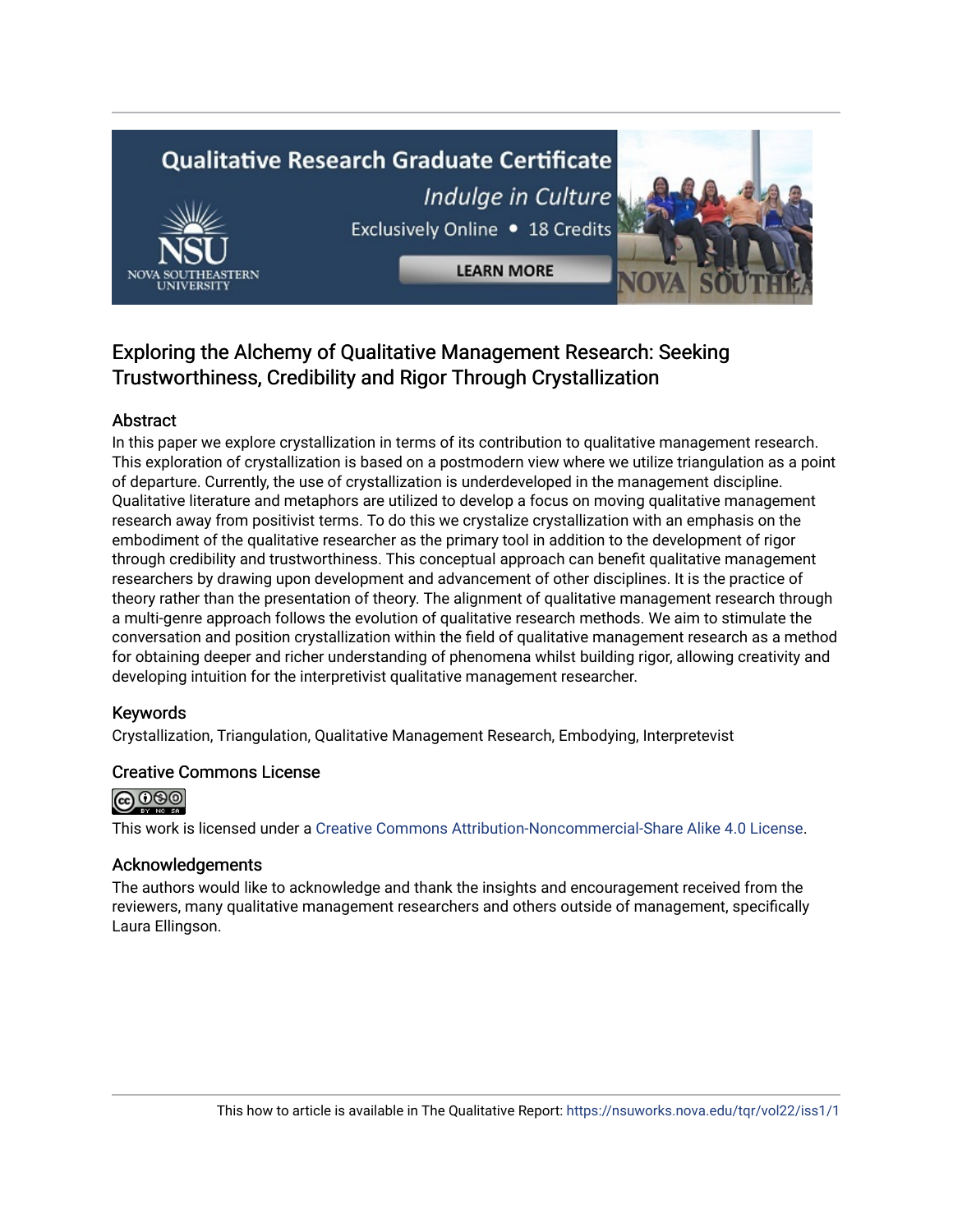## Exploring the Alchemy of Qualitative Management Research: Seeking Trustworthiness, Credibility and Rigor Through Crystallization

### Abstract

In this paper we explore crystallization in terms of its contribution to qualitative management research. This exploration of crystallization is based on a postmodern view where we utilize triangulation as a point of departure. Currently, the use of crystallization is underdeveloped in the management discipline. Qualitative literature and metaphors are utilized to develop a focus on moving qualitative management research away from positivist terms. To do this we crystalize crystallization with an emphasis on the embodiment of the qualitative researcher as the primary tool in addition to the development of rigor through credibility and trustworthiness. This conceptual approach can benefit qualitative management researchers by drawing upon development and advancement of other disciplines. It is the practice of theory rather than the presentation of theory. The alignment of qualitative management research through a multi-genre approach follows the evolution of qualitative research methods. We aim to stimulate the conversation and position crystallization within the field of qualitative management research as a method for obtaining deeper and richer understanding of phenomena whilst building rigor, allowing creativity and developing intuition for the interpretivist qualitative management researcher.

### Keywords

Crystallization, Triangulation, Qualitative Management Research, Embodying, Interpretevist

### Creative Commons License

This work is licensed under a Creative Commons Attribution-Noncommercial-Share Alike 4.0 License.

### Acknowledgements

The authors would like to acknowledge and thank the insights and encouragement received from the reviewers, many qualitative management researchers and others outside of management, specifically Laura Ellingson.

This how to article is available in The Qualitative Report: https://nsuworks.nova.edu/tqr/vol22/iss1/1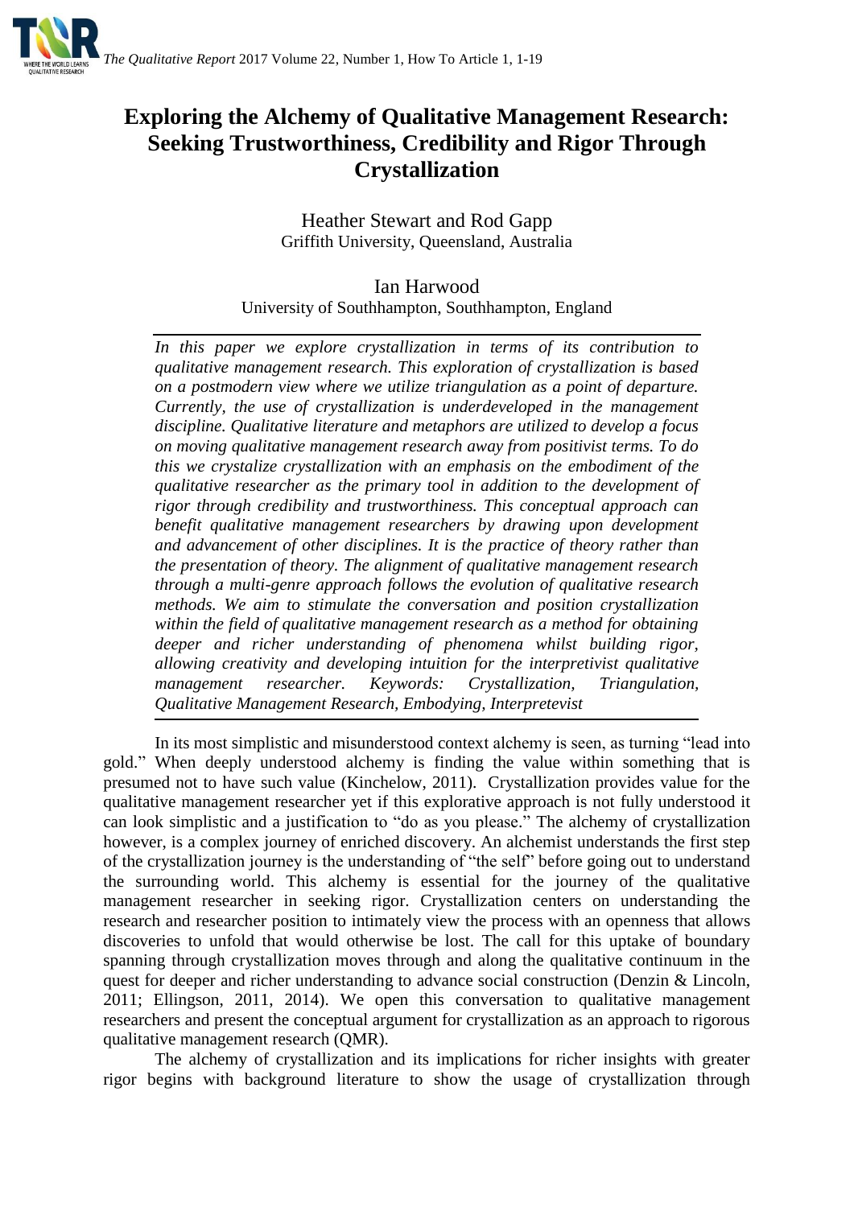# Exploring the Alchemy of Qualitative Management Research: Seeking Trustworthiness, Credibility and Rigor Through Crystallization

Heather Stewart and Rod Gapp
Griffith University, Queensland, Australia

Ian Harwood
University of Southhampton, Southhampton, England

*In this paper we explore crystallization in terms of its contribution to qualitative management research. This exploration of crystallization is based on a postmodern view where we utilize triangulation as a point of departure. Currently, the use of crystallization is underdeveloped in the management discipline. Qualitative literature and metaphors are utilized to develop a focus on moving qualitative management research away from positivist terms. To do this we crystalize crystallization with an emphasis on the embodiment of the qualitative researcher as the primary tool in addition to the development of rigor through credibility and trustworthiness. This conceptual approach can benefit qualitative management researchers by drawing upon development and advancement of other disciplines. It is the practice of theory rather than the presentation of theory. The alignment of qualitative management research through a multi-genre approach follows the evolution of qualitative research methods. We aim to stimulate the conversation and position crystallization within the field of qualitative management research as a method for obtaining deeper and richer understanding of phenomena whilst building rigor, allowing creativity and developing intuition for the interpretivist qualitative management researcher. Keywords: Crystallization, Triangulation, Qualitative Management Research, Embodying, Interpretevist*

In its most simplistic and misunderstood context alchemy is seen, as turning "lead into gold." When deeply understood alchemy is finding the value within something that is presumed not to have such value (Kinchelow, 2011). Crystallization provides value for the qualitative management researcher yet if this explorative approach is not fully understood it can look simplistic and a justification to "do as you please." The alchemy of crystallization however, is a complex journey of enriched discovery. An alchemist understands the first step of the crystallization journey is the understanding of "the self" before going out to understand the surrounding world. This alchemy is essential for the journey of the qualitative management researcher in seeking rigor. Crystallization centers on understanding the research and researcher position to intimately view the process with an openness that allows discoveries to unfold that would otherwise be lost. The call for this uptake of boundary spanning through crystallization moves through and along the qualitative continuum in the quest for deeper and richer understanding to advance social construction (Denzin & Lincoln, 2011; Ellingson, 2011, 2014). We open this conversation to qualitative management researchers and present the conceptual argument for crystallization as an approach to rigorous qualitative management research (QMR).

The alchemy of crystallization and its implications for richer insights with greater rigor begins with background literature to show the usage of crystallization through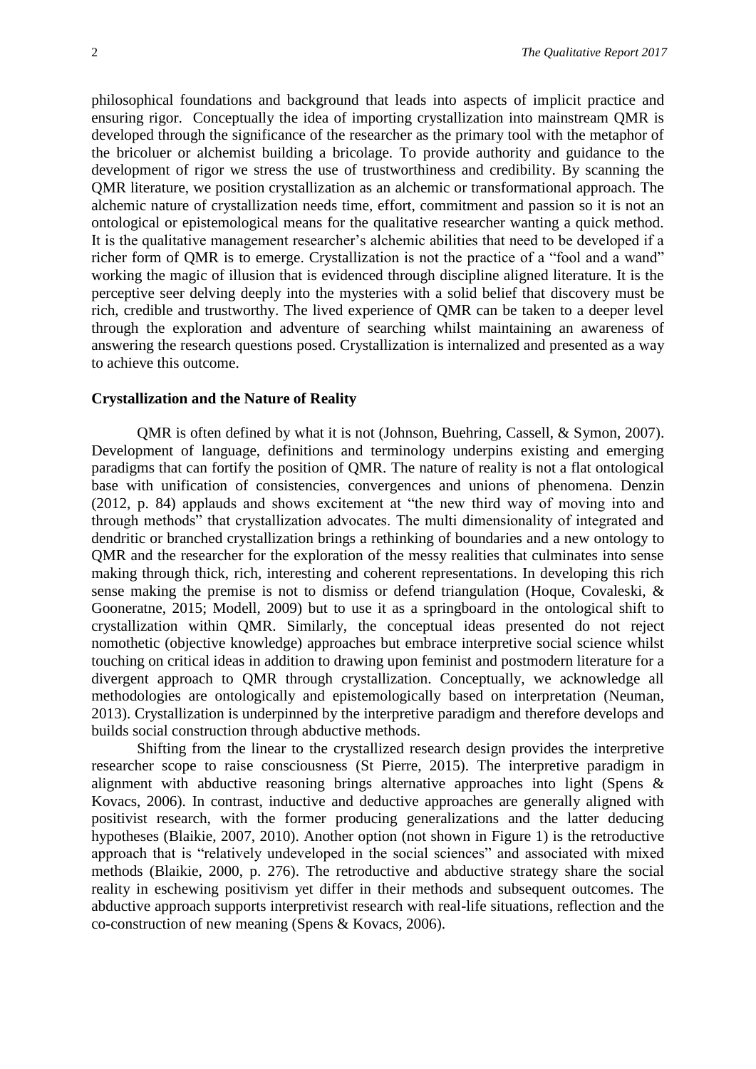philosophical foundations and background that leads into aspects of implicit practice and ensuring rigor. Conceptually the idea of importing crystallization into mainstream QMR is developed through the significance of the researcher as the primary tool with the metaphor of the bricoluer or alchemist building a bricolage. To provide authority and guidance to the development of rigor we stress the use of trustworthiness and credibility. By scanning the QMR literature, we position crystallization as an alchemic or transformational approach. The alchemic nature of crystallization needs time, effort, commitment and passion so it is not an ontological or epistemological means for the qualitative researcher wanting a quick method. It is the qualitative management researcher's alchemic abilities that need to be developed if a richer form of QMR is to emerge. Crystallization is not the practice of a "fool and a wand" working the magic of illusion that is evidenced through discipline aligned literature. It is the perceptive seer delving deeply into the mysteries with a solid belief that discovery must be rich, credible and trustworthy. The lived experience of QMR can be taken to a deeper level through the exploration and adventure of searching whilst maintaining an awareness of answering the research questions posed. Crystallization is internalized and presented as a way to achieve this outcome.

## Crystallization and the Nature of Reality

QMR is often defined by what it is not (Johnson, Buehring, Cassell, & Symon, 2007). Development of language, definitions and terminology underpins existing and emerging paradigms that can fortify the position of QMR. The nature of reality is not a flat ontological base with unification of consistencies, convergences and unions of phenomena. Denzin (2012, p. 84) applauds and shows excitement at "the new third way of moving into and through methods" that crystallization advocates. The multi dimensionality of integrated and dendritic or branched crystallization brings a rethinking of boundaries and a new ontology to QMR and the researcher for the exploration of the messy realities that culminates into sense making through thick, rich, interesting and coherent representations. In developing this rich sense making the premise is not to dismiss or defend triangulation (Hoque, Covaleski, & Gooneratne, 2015; Modell, 2009) but to use it as a springboard in the ontological shift to crystallization within QMR. Similarly, the conceptual ideas presented do not reject nomothetic (objective knowledge) approaches but embrace interpretive social science whilst touching on critical ideas in addition to drawing upon feminist and postmodern literature for a divergent approach to QMR through crystallization. Conceptually, we acknowledge all methodologies are ontologically and epistemologically based on interpretation (Neuman, 2013). Crystallization is underpinned by the interpretive paradigm and therefore develops and builds social construction through abductive methods.

Shifting from the linear to the crystallized research design provides the interpretive researcher scope to raise consciousness (St Pierre, 2015). The interpretive paradigm in alignment with abductive reasoning brings alternative approaches into light (Spens & Kovacs, 2006). In contrast, inductive and deductive approaches are generally aligned with positivist research, with the former producing generalizations and the latter deducing hypotheses (Blaikie, 2007, 2010). Another option (not shown in Figure 1) is the retroductive approach that is "relatively undeveloped in the social sciences" and associated with mixed methods (Blaikie, 2000, p. 276). The retroductive and abductive strategy share the social reality in eschewing positivism yet differ in their methods and subsequent outcomes. The abductive approach supports interpretivist research with real-life situations, reflection and the co-construction of new meaning (Spens & Kovacs, 2006).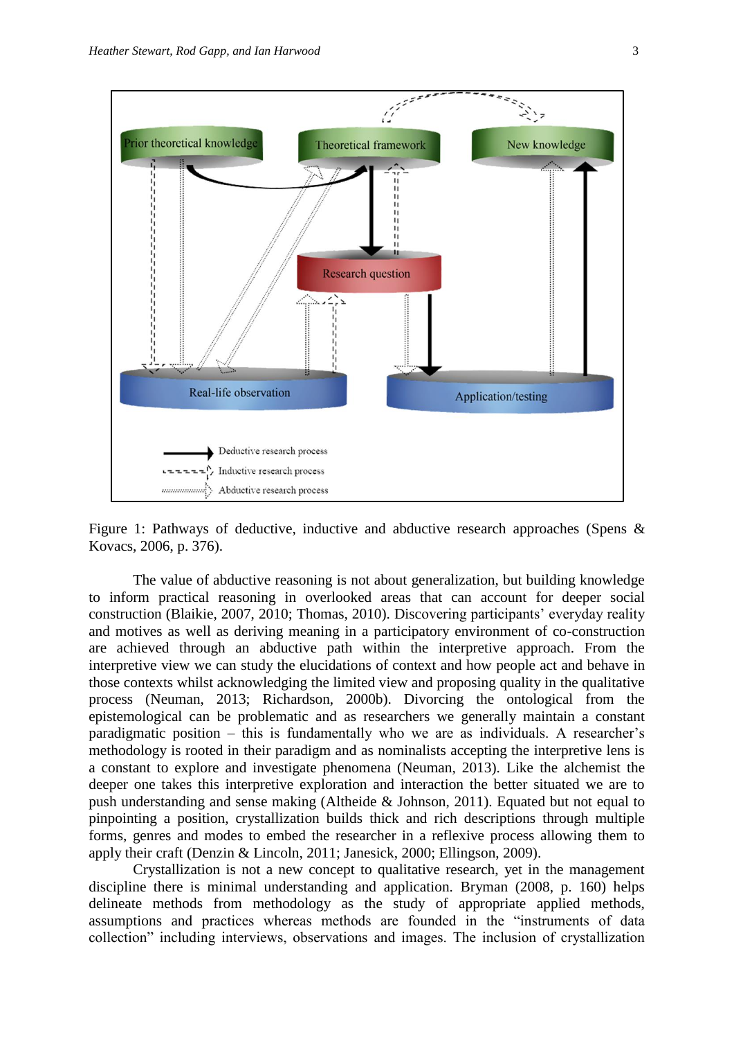Figure 1: Pathways of deductive, inductive and abductive research approaches (Spens & Kovacs, 2006, p. 376).

The value of abductive reasoning is not about generalization, but building knowledge to inform practical reasoning in overlooked areas that can account for deeper social construction (Blaikie, 2007, 2010; Thomas, 2010). Discovering participants' everyday reality and motives as well as deriving meaning in a participatory environment of co-construction are achieved through an abductive path within the interpretive approach. From the interpretive view we can study the elucidations of context and how people act and behave in those contexts whilst acknowledging the limited view and proposing quality in the qualitative process (Neuman, 2013; Richardson, 2000b). Divorcing the ontological from the epistemological can be problematic and as researchers we generally maintain a constant paradigmatic position – this is fundamentally who we are as individuals. A researcher's methodology is rooted in their paradigm and as nominalists accepting the interpretive lens is a constant to explore and investigate phenomena (Neuman, 2013). Like the alchemist the deeper one takes this interpretive exploration and interaction the better situated we are to push understanding and sense making (Altheide & Johnson, 2011). Equated but not equal to pinpointing a position, crystallization builds thick and rich descriptions through multiple forms, genres and modes to embed the researcher in a reflexive process allowing them to apply their craft (Denzin & Lincoln, 2011; Janesick, 2000; Ellingson, 2009).

Crystallization is not a new concept to qualitative research, yet in the management discipline there is minimal understanding and application. Bryman (2008, p. 160) helps delineate methods from methodology as the study of appropriate applied methods, assumptions and practices whereas methods are founded in the "instruments of data collection" including interviews, observations and images. The inclusion of crystallization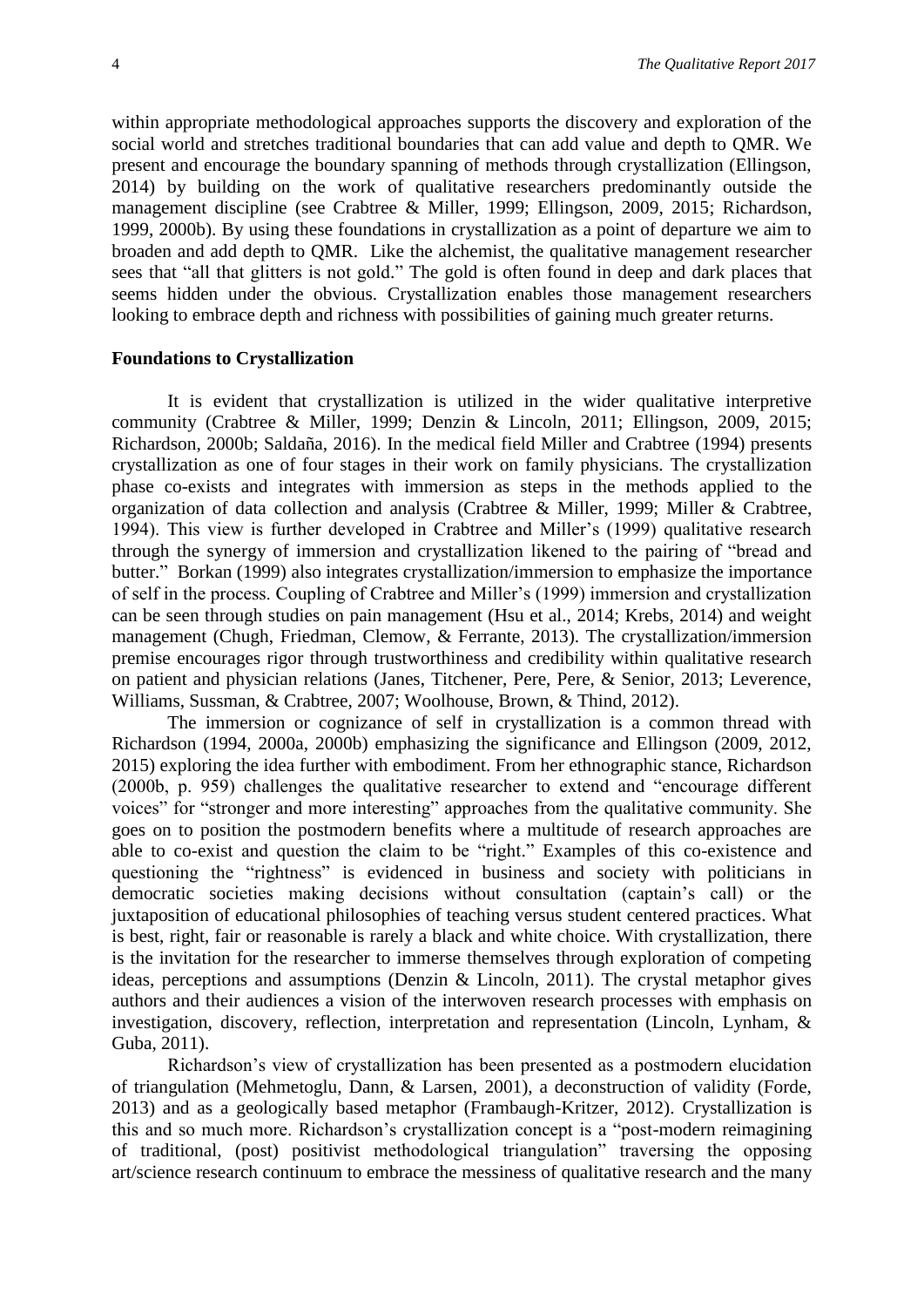within appropriate methodological approaches supports the discovery and exploration of the social world and stretches traditional boundaries that can add value and depth to QMR. We present and encourage the boundary spanning of methods through crystallization (Ellingson, 2014) by building on the work of qualitative researchers predominantly outside the management discipline (see Crabtree & Miller, 1999; Ellingson, 2009, 2015; Richardson, 1999, 2000b). By using these foundations in crystallization as a point of departure we aim to broaden and add depth to QMR. Like the alchemist, the qualitative management researcher sees that "all that glitters is not gold." The gold is often found in deep and dark places that seems hidden under the obvious. Crystallization enables those management researchers looking to embrace depth and richness with possibilities of gaining much greater returns.

## Foundations to Crystallization

It is evident that crystallization is utilized in the wider qualitative interpretive community (Crabtree & Miller, 1999; Denzin & Lincoln, 2011; Ellingson, 2009, 2015; Richardson, 2000b; Saldaña, 2016). In the medical field Miller and Crabtree (1994) presents crystallization as one of four stages in their work on family physicians. The crystallization phase co-exists and integrates with immersion as steps in the methods applied to the organization of data collection and analysis (Crabtree & Miller, 1999; Miller & Crabtree, 1994). This view is further developed in Crabtree and Miller's (1999) qualitative research through the synergy of immersion and crystallization likened to the pairing of "bread and butter." Borkan (1999) also integrates crystallization/immersion to emphasize the importance of self in the process. Coupling of Crabtree and Miller's (1999) immersion and crystallization can be seen through studies on pain management (Hsu et al., 2014; Krebs, 2014) and weight management (Chugh, Friedman, Clemow, & Ferrante, 2013). The crystallization/immersion premise encourages rigor through trustworthiness and credibility within qualitative research on patient and physician relations (Janes, Titchener, Pere, Pere, & Senior, 2013; Leverence, Williams, Sussman, & Crabtree, 2007; Woolhouse, Brown, & Thind, 2012).

The immersion or cognizance of self in crystallization is a common thread with Richardson (1994, 2000a, 2000b) emphasizing the significance and Ellingson (2009, 2012, 2015) exploring the idea further with embodiment. From her ethnographic stance, Richardson (2000b, p. 959) challenges the qualitative researcher to extend and "encourage different voices" for "stronger and more interesting" approaches from the qualitative community. She goes on to position the postmodern benefits where a multitude of research approaches are able to co-exist and question the claim to be "right." Examples of this co-existence and questioning the "rightness" is evidenced in business and society with politicians in democratic societies making decisions without consultation (captain's call) or the juxtaposition of educational philosophies of teaching versus student centered practices. What is best, right, fair or reasonable is rarely a black and white choice. With crystallization, there is the invitation for the researcher to immerse themselves through exploration of competing ideas, perceptions and assumptions (Denzin & Lincoln, 2011). The crystal metaphor gives authors and their audiences a vision of the interwoven research processes with emphasis on investigation, discovery, reflection, interpretation and representation (Lincoln, Lynham, & Guba, 2011).

Richardson's view of crystallization has been presented as a postmodern elucidation of triangulation (Mehmetoglu, Dann, & Larsen, 2001), a deconstruction of validity (Forde, 2013) and as a geologically based metaphor (Frambaugh-Kritzer, 2012). Crystallization is this and so much more. Richardson's crystallization concept is a "post-modern reimagining of traditional, (post) positivist methodological triangulation" traversing the opposing art/science research continuum to embrace the messiness of qualitative research and the many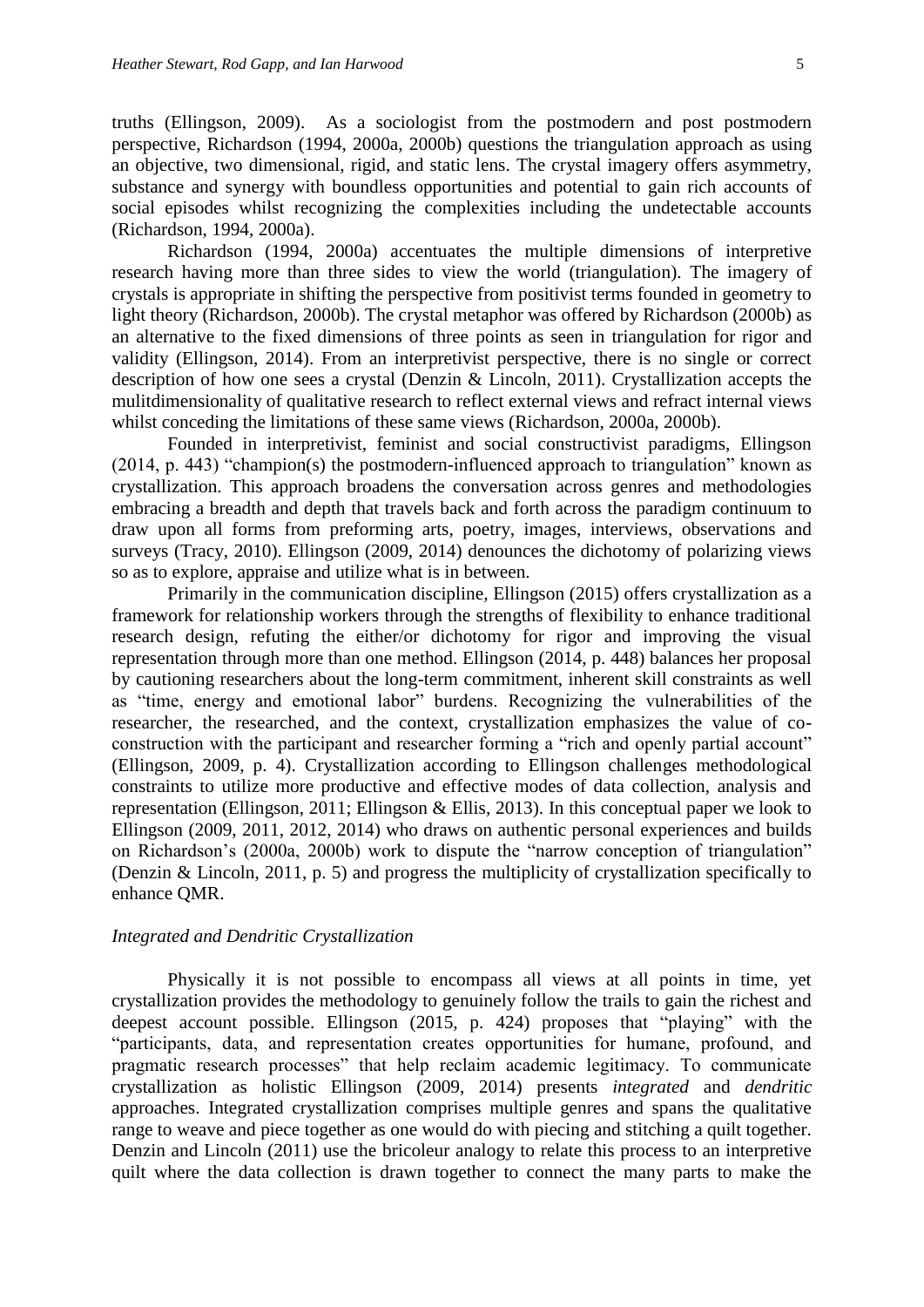truths (Ellingson, 2009). As a sociologist from the postmodern and post postmodern perspective, Richardson (1994, 2000a, 2000b) questions the triangulation approach as using an objective, two dimensional, rigid, and static lens. The crystal imagery offers asymmetry, substance and synergy with boundless opportunities and potential to gain rich accounts of social episodes whilst recognizing the complexities including the undetectable accounts (Richardson, 1994, 2000a).

Richardson (1994, 2000a) accentuates the multiple dimensions of interpretive research having more than three sides to view the world (triangulation). The imagery of crystals is appropriate in shifting the perspective from positivist terms founded in geometry to light theory (Richardson, 2000b). The crystal metaphor was offered by Richardson (2000b) as an alternative to the fixed dimensions of three points as seen in triangulation for rigor and validity (Ellingson, 2014). From an interpretivist perspective, there is no single or correct description of how one sees a crystal (Denzin & Lincoln, 2011). Crystallization accepts the mulitdimensionality of qualitative research to reflect external views and refract internal views whilst conceding the limitations of these same views (Richardson, 2000a, 2000b).

Founded in interpretivist, feminist and social constructivist paradigms, Ellingson (2014, p. 443) "champion(s) the postmodern-influenced approach to triangulation" known as crystallization. This approach broadens the conversation across genres and methodologies embracing a breadth and depth that travels back and forth across the paradigm continuum to draw upon all forms from preforming arts, poetry, images, interviews, observations and surveys (Tracy, 2010). Ellingson (2009, 2014) denounces the dichotomy of polarizing views so as to explore, appraise and utilize what is in between.

Primarily in the communication discipline, Ellingson (2015) offers crystallization as a framework for relationship workers through the strengths of flexibility to enhance traditional research design, refuting the either/or dichotomy for rigor and improving the visual representation through more than one method. Ellingson (2014, p. 448) balances her proposal by cautioning researchers about the long-term commitment, inherent skill constraints as well as "time, energy and emotional labor" burdens. Recognizing the vulnerabilities of the researcher, the researched, and the context, crystallization emphasizes the value of co-construction with the participant and researcher forming a "rich and openly partial account" (Ellingson, 2009, p. 4). Crystallization according to Ellingson challenges methodological constraints to utilize more productive and effective modes of data collection, analysis and representation (Ellingson, 2011; Ellingson & Ellis, 2013). In this conceptual paper we look to Ellingson (2009, 2011, 2012, 2014) who draws on authentic personal experiences and builds on Richardson's (2000a, 2000b) work to dispute the "narrow conception of triangulation" (Denzin & Lincoln, 2011, p. 5) and progress the multiplicity of crystallization specifically to enhance QMR.

### *Integrated and Dendritic Crystallization*

Physically it is not possible to encompass all views at all points in time, yet crystallization provides the methodology to genuinely follow the trails to gain the richest and deepest account possible. Ellingson (2015, p. 424) proposes that "playing" with the "participants, data, and representation creates opportunities for humane, profound, and pragmatic research processes" that help reclaim academic legitimacy. To communicate crystallization as holistic Ellingson (2009, 2014) presents *integrated* and *dendritic* approaches. Integrated crystallization comprises multiple genres and spans the qualitative range to weave and piece together as one would do with piecing and stitching a quilt together. Denzin and Lincoln (2011) use the bricoleur analogy to relate this process to an interpretive quilt where the data collection is drawn together to connect the many parts to make the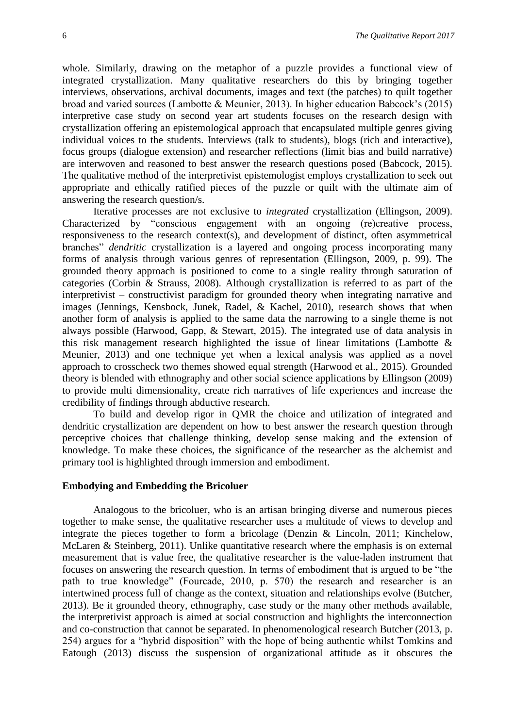whole. Similarly, drawing on the metaphor of a puzzle provides a functional view of integrated crystallization. Many qualitative researchers do this by bringing together interviews, observations, archival documents, images and text (the patches) to quilt together broad and varied sources (Lambotte & Meunier, 2013). In higher education Babcock's (2015) interpretive case study on second year art students focuses on the research design with crystallization offering an epistemological approach that encapsulated multiple genres giving individual voices to the students. Interviews (talk to students), blogs (rich and interactive), focus groups (dialogue extension) and researcher reflections (limit bias and build narrative) are interwoven and reasoned to best answer the research questions posed (Babcock, 2015). The qualitative method of the interpretivist epistemologist employs crystallization to seek out appropriate and ethically ratified pieces of the puzzle or quilt with the ultimate aim of answering the research question/s.

Iterative processes are not exclusive to *integrated* crystallization (Ellingson, 2009). Characterized by "conscious engagement with an ongoing (re)creative process, responsiveness to the research context(s), and development of distinct, often asymmetrical branches" *dendritic* crystallization is a layered and ongoing process incorporating many forms of analysis through various genres of representation (Ellingson, 2009, p. 99). The grounded theory approach is positioned to come to a single reality through saturation of categories (Corbin & Strauss, 2008). Although crystallization is referred to as part of the interpretivist – constructivist paradigm for grounded theory when integrating narrative and images (Jennings, Kensbock, Junek, Radel, & Kachel, 2010), research shows that when another form of analysis is applied to the same data the narrowing to a single theme is not always possible (Harwood, Gapp, & Stewart, 2015). The integrated use of data analysis in this risk management research highlighted the issue of linear limitations (Lambotte & Meunier, 2013) and one technique yet when a lexical analysis was applied as a novel approach to crosscheck two themes showed equal strength (Harwood et al., 2015). Grounded theory is blended with ethnography and other social science applications by Ellingson (2009) to provide multi dimensionality, create rich narratives of life experiences and increase the credibility of findings through abductive research.

To build and develop rigor in QMR the choice and utilization of integrated and dendritic crystallization are dependent on how to best answer the research question through perceptive choices that challenge thinking, develop sense making and the extension of knowledge. To make these choices, the significance of the researcher as the alchemist and primary tool is highlighted through immersion and embodiment.

## Embodying and Embedding the Bricoluer

Analogous to the bricoluer, who is an artisan bringing diverse and numerous pieces together to make sense, the qualitative researcher uses a multitude of views to develop and integrate the pieces together to form a bricolage (Denzin & Lincoln, 2011; Kinchelow, McLaren & Steinberg, 2011). Unlike quantitative research where the emphasis is on external measurement that is value free, the qualitative researcher is the value-laden instrument that focuses on answering the research question. In terms of embodiment that is argued to be "the path to true knowledge" (Fourcade, 2010, p. 570) the research and researcher is an intertwined process full of change as the context, situation and relationships evolve (Butcher, 2013). Be it grounded theory, ethnography, case study or the many other methods available, the interpretivist approach is aimed at social construction and highlights the interconnection and co-construction that cannot be separated. In phenomenological research Butcher (2013, p. 254) argues for a "hybrid disposition" with the hope of being authentic whilst Tomkins and Eatough (2013) discuss the suspension of organizational attitude as it obscures the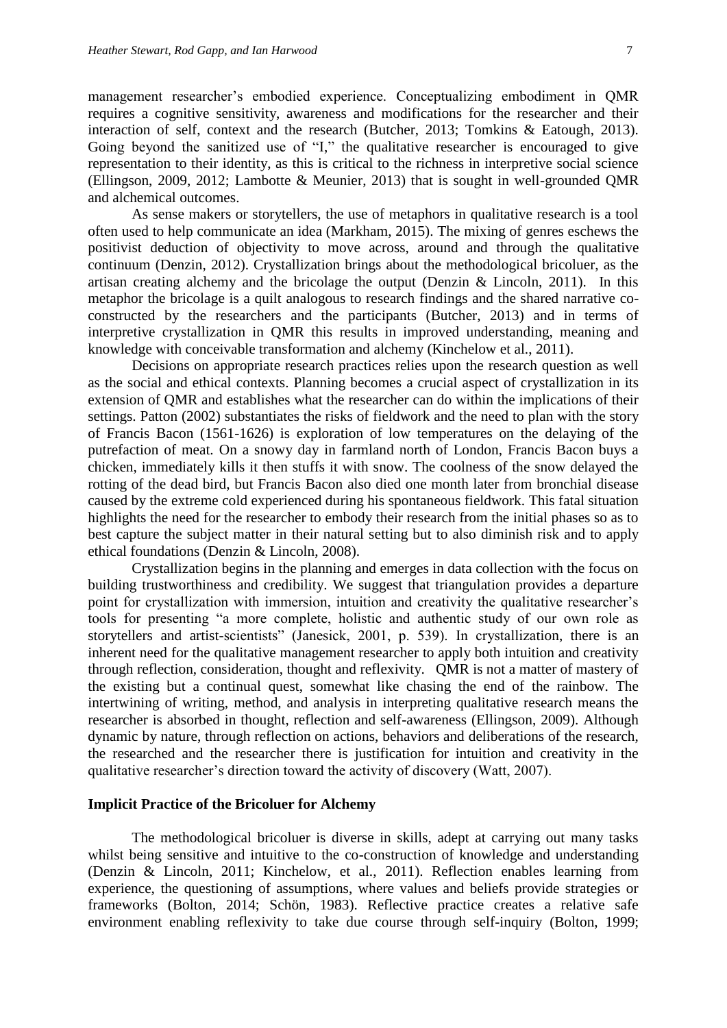management researcher's embodied experience. Conceptualizing embodiment in QMR requires a cognitive sensitivity, awareness and modifications for the researcher and their interaction of self, context and the research (Butcher, 2013; Tomkins & Eatough, 2013). Going beyond the sanitized use of "I," the qualitative researcher is encouraged to give representation to their identity, as this is critical to the richness in interpretive social science (Ellingson, 2009, 2012; Lambotte & Meunier, 2013) that is sought in well-grounded QMR and alchemical outcomes.

As sense makers or storytellers, the use of metaphors in qualitative research is a tool often used to help communicate an idea (Markham, 2015). The mixing of genres eschews the positivist deduction of objectivity to move across, around and through the qualitative continuum (Denzin, 2012). Crystallization brings about the methodological bricoluer, as the artisan creating alchemy and the bricolage the output (Denzin & Lincoln, 2011). In this metaphor the bricolage is a quilt analogous to research findings and the shared narrative co-constructed by the researchers and the participants (Butcher, 2013) and in terms of interpretive crystallization in QMR this results in improved understanding, meaning and knowledge with conceivable transformation and alchemy (Kinchelow et al., 2011).

Decisions on appropriate research practices relies upon the research question as well as the social and ethical contexts. Planning becomes a crucial aspect of crystallization in its extension of QMR and establishes what the researcher can do within the implications of their settings. Patton (2002) substantiates the risks of fieldwork and the need to plan with the story of Francis Bacon (1561-1626) is exploration of low temperatures on the delaying of the putrefaction of meat. On a snowy day in farmland north of London, Francis Bacon buys a chicken, immediately kills it then stuffs it with snow. The coolness of the snow delayed the rotting of the dead bird, but Francis Bacon also died one month later from bronchial disease caused by the extreme cold experienced during his spontaneous fieldwork. This fatal situation highlights the need for the researcher to embody their research from the initial phases so as to best capture the subject matter in their natural setting but to also diminish risk and to apply ethical foundations (Denzin & Lincoln, 2008).

Crystallization begins in the planning and emerges in data collection with the focus on building trustworthiness and credibility. We suggest that triangulation provides a departure point for crystallization with immersion, intuition and creativity the qualitative researcher's tools for presenting "a more complete, holistic and authentic study of our own role as storytellers and artist-scientists" (Janesick, 2001, p. 539). In crystallization, there is an inherent need for the qualitative management researcher to apply both intuition and creativity through reflection, consideration, thought and reflexivity. QMR is not a matter of mastery of the existing but a continual quest, somewhat like chasing the end of the rainbow. The intertwining of writing, method, and analysis in interpreting qualitative research means the researcher is absorbed in thought, reflection and self-awareness (Ellingson, 2009). Although dynamic by nature, through reflection on actions, behaviors and deliberations of the research, the researched and the researcher there is justification for intuition and creativity in the qualitative researcher's direction toward the activity of discovery (Watt, 2007).

### Implicit Practice of the Bricoluer for Alchemy

The methodological bricoluer is diverse in skills, adept at carrying out many tasks whilst being sensitive and intuitive to the co-construction of knowledge and understanding (Denzin & Lincoln, 2011; Kinchelow, et al., 2011). Reflection enables learning from experience, the questioning of assumptions, where values and beliefs provide strategies or frameworks (Bolton, 2014; Schön, 1983). Reflective practice creates a relative safe environment enabling reflexivity to take due course through self-inquiry (Bolton, 1999;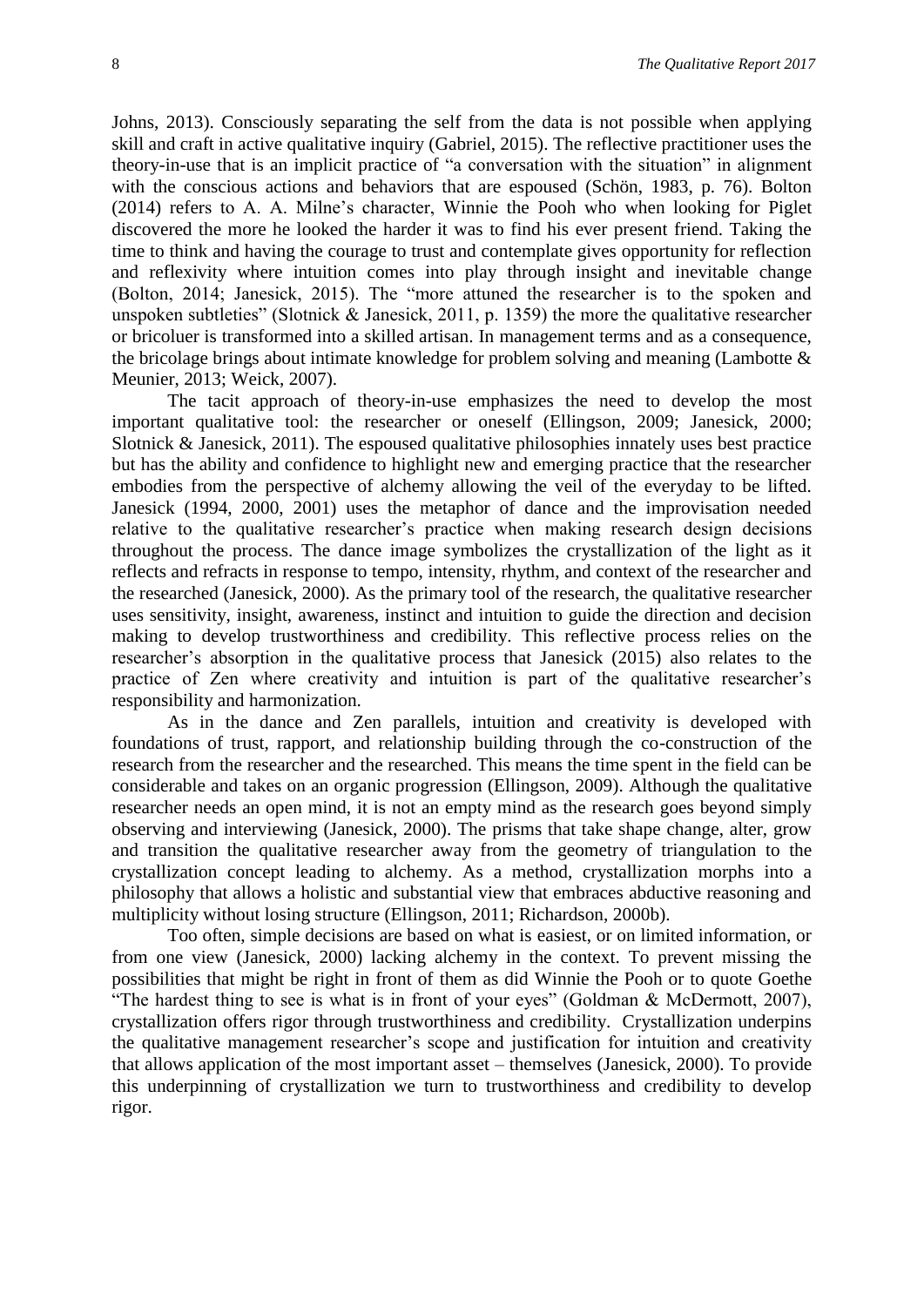Johns, 2013). Consciously separating the self from the data is not possible when applying skill and craft in active qualitative inquiry (Gabriel, 2015). The reflective practitioner uses the theory-in-use that is an implicit practice of "a conversation with the situation" in alignment with the conscious actions and behaviors that are espoused (Schön, 1983, p. 76). Bolton (2014) refers to A. A. Milne's character, Winnie the Pooh who when looking for Piglet discovered the more he looked the harder it was to find his ever present friend. Taking the time to think and having the courage to trust and contemplate gives opportunity for reflection and reflexivity where intuition comes into play through insight and inevitable change (Bolton, 2014; Janesick, 2015). The "more attuned the researcher is to the spoken and unspoken subtleties" (Slotnick & Janesick, 2011, p. 1359) the more the qualitative researcher or bricoluer is transformed into a skilled artisan. In management terms and as a consequence, the bricolage brings about intimate knowledge for problem solving and meaning (Lambotte & Meunier, 2013; Weick, 2007).

The tacit approach of theory-in-use emphasizes the need to develop the most important qualitative tool: the researcher or oneself (Ellingson, 2009; Janesick, 2000; Slotnick & Janesick, 2011). The espoused qualitative philosophies innately uses best practice but has the ability and confidence to highlight new and emerging practice that the researcher embodies from the perspective of alchemy allowing the veil of the everyday to be lifted. Janesick (1994, 2000, 2001) uses the metaphor of dance and the improvisation needed relative to the qualitative researcher's practice when making research design decisions throughout the process. The dance image symbolizes the crystallization of the light as it reflects and refracts in response to tempo, intensity, rhythm, and context of the researcher and the researched (Janesick, 2000). As the primary tool of the research, the qualitative researcher uses sensitivity, insight, awareness, instinct and intuition to guide the direction and decision making to develop trustworthiness and credibility. This reflective process relies on the researcher's absorption in the qualitative process that Janesick (2015) also relates to the practice of Zen where creativity and intuition is part of the qualitative researcher's responsibility and harmonization.

As in the dance and Zen parallels, intuition and creativity is developed with foundations of trust, rapport, and relationship building through the co-construction of the research from the researcher and the researched. This means the time spent in the field can be considerable and takes on an organic progression (Ellingson, 2009). Although the qualitative researcher needs an open mind, it is not an empty mind as the research goes beyond simply observing and interviewing (Janesick, 2000). The prisms that take shape change, alter, grow and transition the qualitative researcher away from the geometry of triangulation to the crystallization concept leading to alchemy. As a method, crystallization morphs into a philosophy that allows a holistic and substantial view that embraces abductive reasoning and multiplicity without losing structure (Ellingson, 2011; Richardson, 2000b).

Too often, simple decisions are based on what is easiest, or on limited information, or from one view (Janesick, 2000) lacking alchemy in the context. To prevent missing the possibilities that might be right in front of them as did Winnie the Pooh or to quote Goethe "The hardest thing to see is what is in front of your eyes" (Goldman & McDermott, 2007), crystallization offers rigor through trustworthiness and credibility. Crystallization underpins the qualitative management researcher's scope and justification for intuition and creativity that allows application of the most important asset – themselves (Janesick, 2000). To provide this underpinning of crystallization we turn to trustworthiness and credibility to develop rigor.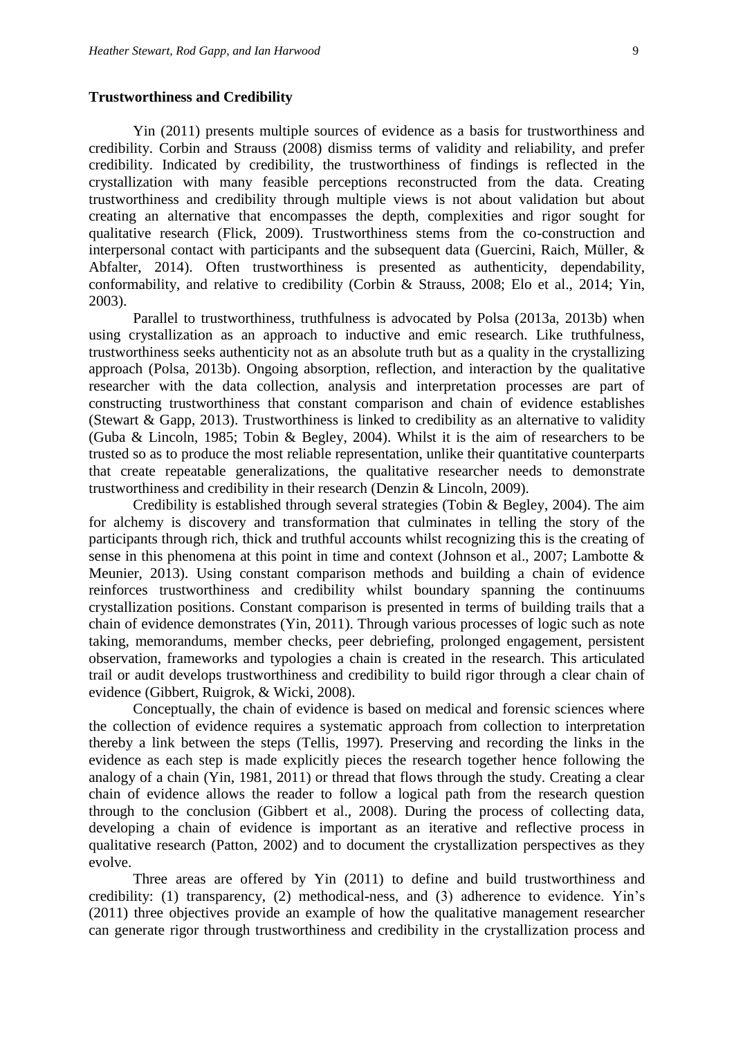**Trustworthiness and Credibility**

Yin (2011) presents multiple sources of evidence as a basis for trustworthiness and credibility. Corbin and Strauss (2008) dismiss terms of validity and reliability, and prefer credibility. Indicated by credibility, the trustworthiness of findings is reflected in the crystallization with many feasible perceptions reconstructed from the data. Creating trustworthiness and credibility through multiple views is not about validation but about creating an alternative that encompasses the depth, complexities and rigor sought for qualitative research (Flick, 2009). Trustworthiness stems from the co-construction and interpersonal contact with participants and the subsequent data (Guercini, Raich, Müller, & Abfalter, 2014). Often trustworthiness is presented as authenticity, dependability, conformability, and relative to credibility (Corbin & Strauss, 2008; Elo et al., 2014; Yin, 2003).

Parallel to trustworthiness, truthfulness is advocated by Polsa (2013a, 2013b) when using crystallization as an approach to inductive and emic research. Like truthfulness, trustworthiness seeks authenticity not as an absolute truth but as a quality in the crystallizing approach (Polsa, 2013b). Ongoing absorption, reflection, and interaction by the qualitative researcher with the data collection, analysis and interpretation processes are part of constructing trustworthiness that constant comparison and chain of evidence establishes (Stewart & Gapp, 2013). Trustworthiness is linked to credibility as an alternative to validity (Guba & Lincoln, 1985; Tobin & Begley, 2004). Whilst it is the aim of researchers to be trusted so as to produce the most reliable representation, unlike their quantitative counterparts that create repeatable generalizations, the qualitative researcher needs to demonstrate trustworthiness and credibility in their research (Denzin & Lincoln, 2009).

Credibility is established through several strategies (Tobin & Begley, 2004). The aim for alchemy is discovery and transformation that culminates in telling the story of the participants through rich, thick and truthful accounts whilst recognizing this is the creating of sense in this phenomena at this point in time and context (Johnson et al., 2007; Lambotte & Meunier, 2013). Using constant comparison methods and building a chain of evidence reinforces trustworthiness and credibility whilst boundary spanning the continuums crystallization positions. Constant comparison is presented in terms of building trails that a chain of evidence demonstrates (Yin, 2011). Through various processes of logic such as note taking, memorandums, member checks, peer debriefing, prolonged engagement, persistent observation, frameworks and typologies a chain is created in the research. This articulated trail or audit develops trustworthiness and credibility to build rigor through a clear chain of evidence (Gibbert, Ruigrok, & Wicki, 2008).

Conceptually, the chain of evidence is based on medical and forensic sciences where the collection of evidence requires a systematic approach from collection to interpretation thereby a link between the steps (Tellis, 1997). Preserving and recording the links in the evidence as each step is made explicitly pieces the research together hence following the analogy of a chain (Yin, 1981, 2011) or thread that flows through the study. Creating a clear chain of evidence allows the reader to follow a logical path from the research question through to the conclusion (Gibbert et al., 2008). During the process of collecting data, developing a chain of evidence is important as an iterative and reflective process in qualitative research (Patton, 2002) and to document the crystallization perspectives as they evolve.

Three areas are offered by Yin (2011) to define and build trustworthiness and credibility: (1) transparency, (2) methodical-ness, and (3) adherence to evidence. Yin's (2011) three objectives provide an example of how the qualitative management researcher can generate rigor through trustworthiness and credibility in the crystallization process and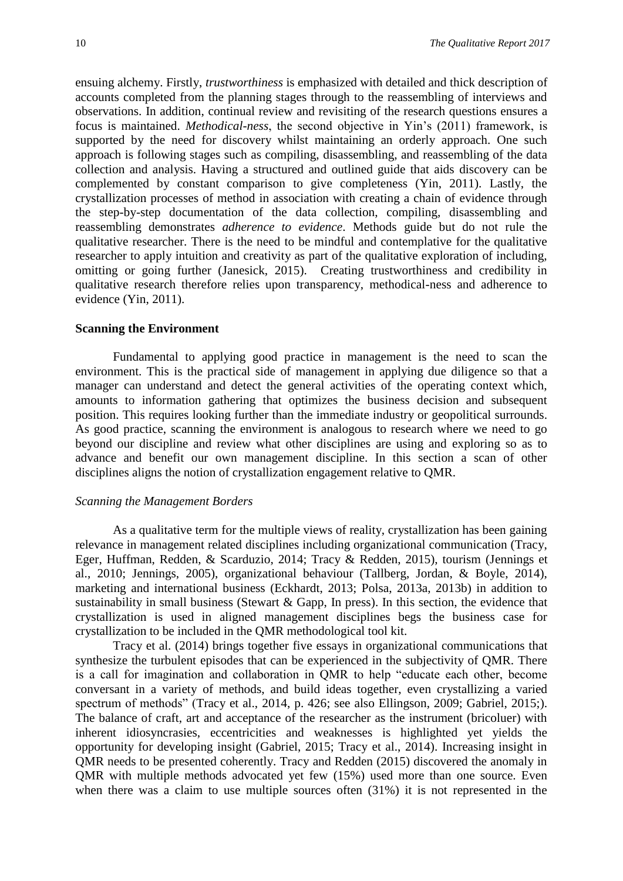ensuing alchemy. Firstly, *trustworthiness* is emphasized with detailed and thick description of accounts completed from the planning stages through to the reassembling of interviews and observations. In addition, continual review and revisiting of the research questions ensures a focus is maintained. *Methodical-ness*, the second objective in Yin's (2011) framework, is supported by the need for discovery whilst maintaining an orderly approach. One such approach is following stages such as compiling, disassembling, and reassembling of the data collection and analysis. Having a structured and outlined guide that aids discovery can be complemented by constant comparison to give completeness (Yin, 2011). Lastly, the crystallization processes of method in association with creating a chain of evidence through the step-by-step documentation of the data collection, compiling, disassembling and reassembling demonstrates *adherence to evidence*. Methods guide but do not rule the qualitative researcher. There is the need to be mindful and contemplative for the qualitative researcher to apply intuition and creativity as part of the qualitative exploration of including, omitting or going further (Janesick, 2015). Creating trustworthiness and credibility in qualitative research therefore relies upon transparency, methodical-ness and adherence to evidence (Yin, 2011).

## Scanning the Environment

Fundamental to applying good practice in management is the need to scan the environment. This is the practical side of management in applying due diligence so that a manager can understand and detect the general activities of the operating context which, amounts to information gathering that optimizes the business decision and subsequent position. This requires looking further than the immediate industry or geopolitical surrounds. As good practice, scanning the environment is analogous to research where we need to go beyond our discipline and review what other disciplines are using and exploring so as to advance and benefit our own management discipline. In this section a scan of other disciplines aligns the notion of crystallization engagement relative to QMR.

### *Scanning the Management Borders*

As a qualitative term for the multiple views of reality, crystallization has been gaining relevance in management related disciplines including organizational communication (Tracy, Eger, Huffman, Redden, & Scarduzio, 2014; Tracy & Redden, 2015), tourism (Jennings et al., 2010; Jennings, 2005), organizational behaviour (Tallberg, Jordan, & Boyle, 2014), marketing and international business (Eckhardt, 2013; Polsa, 2013a, 2013b) in addition to sustainability in small business (Stewart & Gapp, In press). In this section, the evidence that crystallization is used in aligned management disciplines begs the business case for crystallization to be included in the QMR methodological tool kit.

Tracy et al. (2014) brings together five essays in organizational communications that synthesize the turbulent episodes that can be experienced in the subjectivity of QMR. There is a call for imagination and collaboration in QMR to help "educate each other, become conversant in a variety of methods, and build ideas together, even crystallizing a varied spectrum of methods" (Tracy et al., 2014, p. 426; see also Ellingson, 2009; Gabriel, 2015;). The balance of craft, art and acceptance of the researcher as the instrument (bricoluer) with inherent idiosyncrasies, eccentricities and weaknesses is highlighted yet yields the opportunity for developing insight (Gabriel, 2015; Tracy et al., 2014). Increasing insight in QMR needs to be presented coherently. Tracy and Redden (2015) discovered the anomaly in QMR with multiple methods advocated yet few (15%) used more than one source. Even when there was a claim to use multiple sources often (31%) it is not represented in the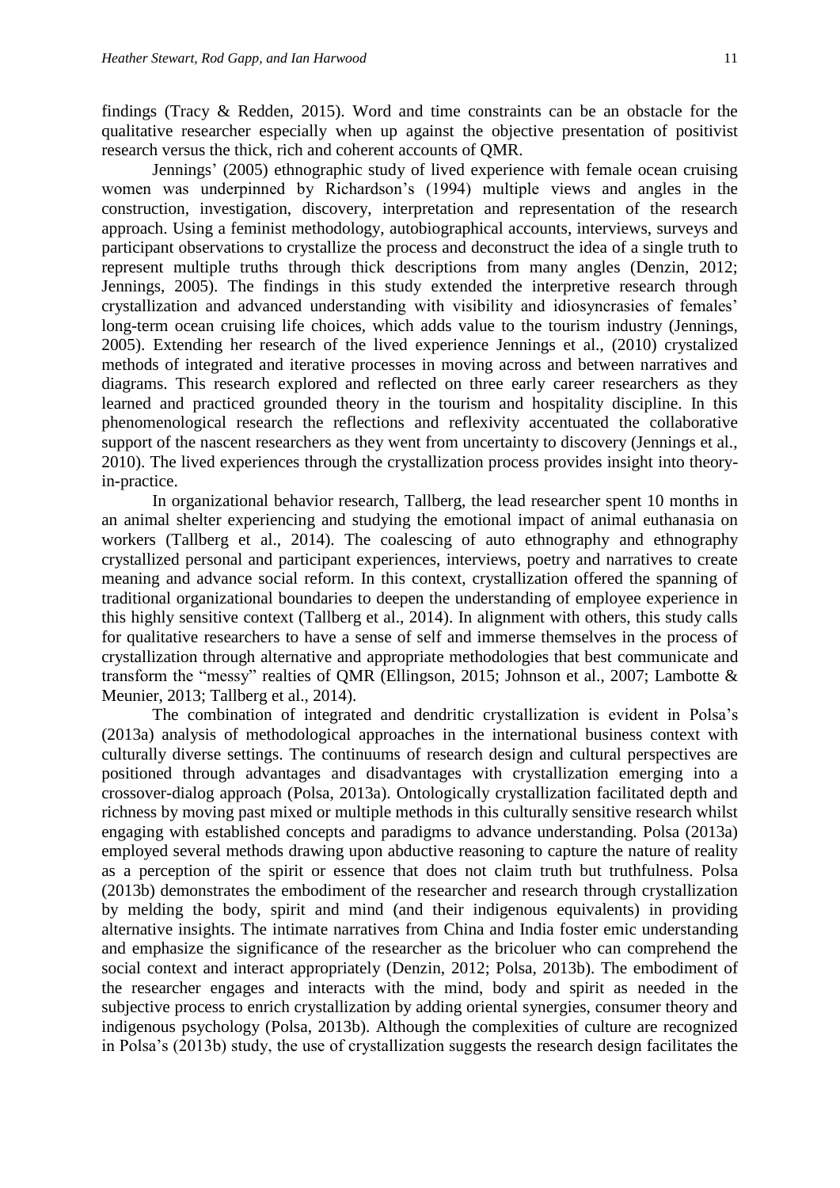findings (Tracy & Redden, 2015). Word and time constraints can be an obstacle for the qualitative researcher especially when up against the objective presentation of positivist research versus the thick, rich and coherent accounts of QMR.

Jennings' (2005) ethnographic study of lived experience with female ocean cruising women was underpinned by Richardson's (1994) multiple views and angles in the construction, investigation, discovery, interpretation and representation of the research approach. Using a feminist methodology, autobiographical accounts, interviews, surveys and participant observations to crystallize the process and deconstruct the idea of a single truth to represent multiple truths through thick descriptions from many angles (Denzin, 2012; Jennings, 2005). The findings in this study extended the interpretive research through crystallization and advanced understanding with visibility and idiosyncrasies of females' long-term ocean cruising life choices, which adds value to the tourism industry (Jennings, 2005). Extending her research of the lived experience Jennings et al., (2010) crystalized methods of integrated and iterative processes in moving across and between narratives and diagrams. This research explored and reflected on three early career researchers as they learned and practiced grounded theory in the tourism and hospitality discipline. In this phenomenological research the reflections and reflexivity accentuated the collaborative support of the nascent researchers as they went from uncertainty to discovery (Jennings et al., 2010). The lived experiences through the crystallization process provides insight into theory-in-practice.

In organizational behavior research, Tallberg, the lead researcher spent 10 months in an animal shelter experiencing and studying the emotional impact of animal euthanasia on workers (Tallberg et al., 2014). The coalescing of auto ethnography and ethnography crystallized personal and participant experiences, interviews, poetry and narratives to create meaning and advance social reform. In this context, crystallization offered the spanning of traditional organizational boundaries to deepen the understanding of employee experience in this highly sensitive context (Tallberg et al., 2014). In alignment with others, this study calls for qualitative researchers to have a sense of self and immerse themselves in the process of crystallization through alternative and appropriate methodologies that best communicate and transform the "messy" realties of QMR (Ellingson, 2015; Johnson et al., 2007; Lambotte & Meunier, 2013; Tallberg et al., 2014).

The combination of integrated and dendritic crystallization is evident in Polsa's (2013a) analysis of methodological approaches in the international business context with culturally diverse settings. The continuums of research design and cultural perspectives are positioned through advantages and disadvantages with crystallization emerging into a crossover-dialog approach (Polsa, 2013a). Ontologically crystallization facilitated depth and richness by moving past mixed or multiple methods in this culturally sensitive research whilst engaging with established concepts and paradigms to advance understanding. Polsa (2013a) employed several methods drawing upon abductive reasoning to capture the nature of reality as a perception of the spirit or essence that does not claim truth but truthfulness. Polsa (2013b) demonstrates the embodiment of the researcher and research through crystallization by melding the body, spirit and mind (and their indigenous equivalents) in providing alternative insights. The intimate narratives from China and India foster emic understanding and emphasize the significance of the researcher as the bricoluer who can comprehend the social context and interact appropriately (Denzin, 2012; Polsa, 2013b). The embodiment of the researcher engages and interacts with the mind, body and spirit as needed in the subjective process to enrich crystallization by adding oriental synergies, consumer theory and indigenous psychology (Polsa, 2013b). Although the complexities of culture are recognized in Polsa's (2013b) study, the use of crystallization suggests the research design facilitates the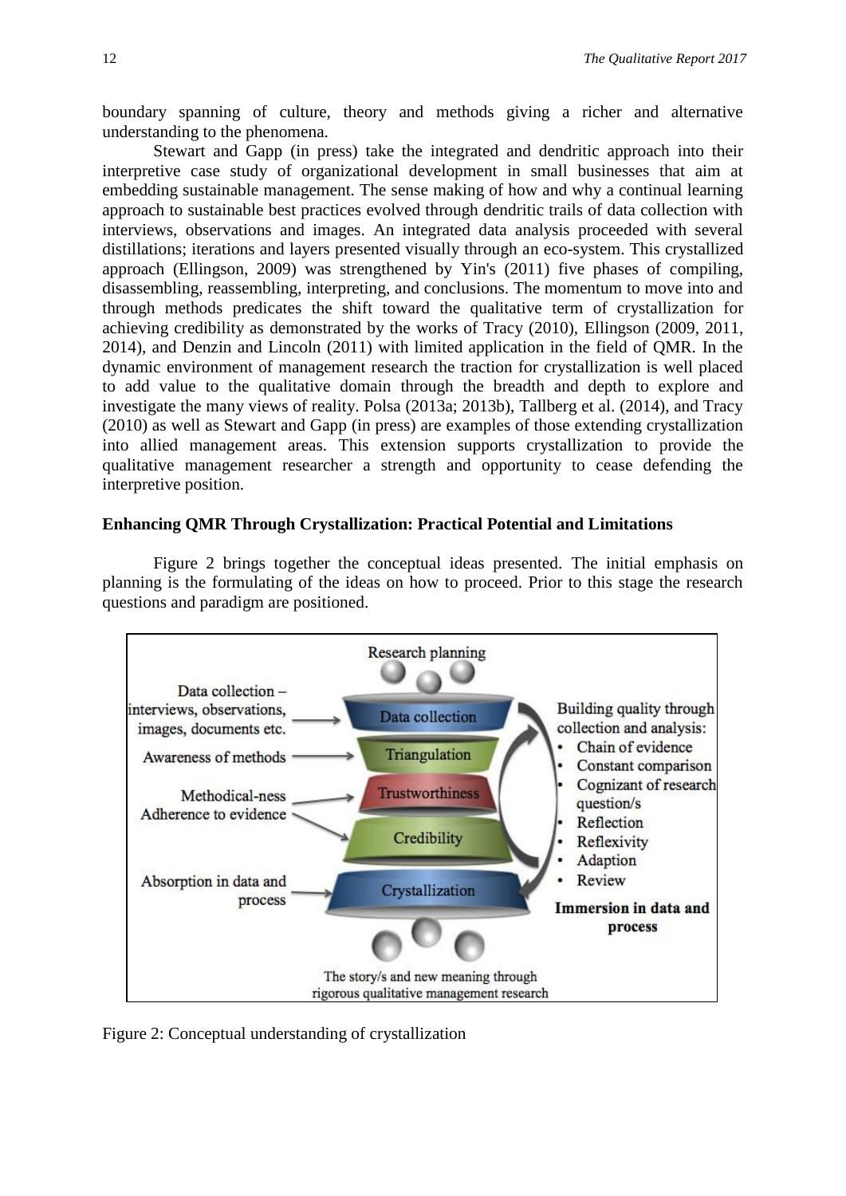boundary spanning of culture, theory and methods giving a richer and alternative understanding to the phenomena.

Stewart and Gapp (in press) take the integrated and dendritic approach into their interpretive case study of organizational development in small businesses that aim at embedding sustainable management. The sense making of how and why a continual learning approach to sustainable best practices evolved through dendritic trails of data collection with interviews, observations and images. An integrated data analysis proceeded with several distillations; iterations and layers presented visually through an eco-system. This crystallized approach (Ellingson, 2009) was strengthened by Yin's (2011) five phases of compiling, disassembling, reassembling, interpreting, and conclusions. The momentum to move into and through methods predicates the shift toward the qualitative term of crystallization for achieving credibility as demonstrated by the works of Tracy (2010), Ellingson (2009, 2011, 2014), and Denzin and Lincoln (2011) with limited application in the field of QMR. In the dynamic environment of management research the traction for crystallization is well placed to add value to the qualitative domain through the breadth and depth to explore and investigate the many views of reality. Polsa (2013a; 2013b), Tallberg et al. (2014), and Tracy (2010) as well as Stewart and Gapp (in press) are examples of those extending crystallization into allied management areas. This extension supports crystallization to provide the qualitative management researcher a strength and opportunity to cease defending the interpretive position.

**Enhancing QMR Through Crystallization: Practical Potential and Limitations**

Figure 2 brings together the conceptual ideas presented. The initial emphasis on planning is the formulating of the ideas on how to proceed. Prior to this stage the research questions and paradigm are positioned.

Research planning

Data collection – interviews, observations, images, documents etc. → Data collection

Awareness of methods → Triangulation

Methodical-ness → Trustworthiness

Adherence to evidence → Credibility

Absorption in data and process → Crystallization

Building quality through collection and analysis:
- Chain of evidence
- Constant comparison
- Cognizant of research question/s
- Reflection
- Reflexivity
- Adaption
- Review

**Immersion in data and process**

The story/s and new meaning through rigorous qualitative management research

Figure 2: Conceptual understanding of crystallization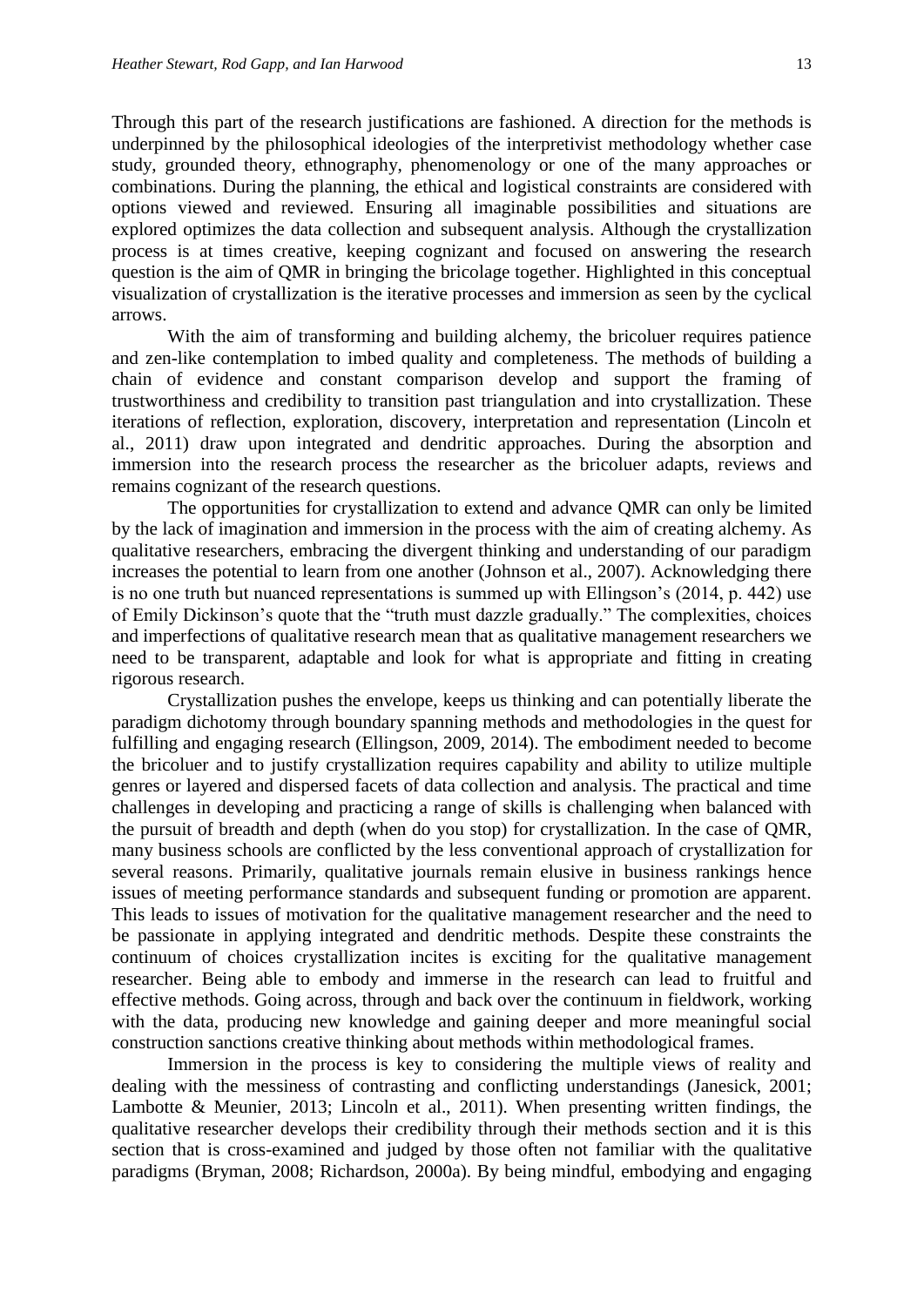Through this part of the research justifications are fashioned. A direction for the methods is underpinned by the philosophical ideologies of the interpretivist methodology whether case study, grounded theory, ethnography, phenomenology or one of the many approaches or combinations. During the planning, the ethical and logistical constraints are considered with options viewed and reviewed. Ensuring all imaginable possibilities and situations are explored optimizes the data collection and subsequent analysis. Although the crystallization process is at times creative, keeping cognizant and focused on answering the research question is the aim of QMR in bringing the bricolage together. Highlighted in this conceptual visualization of crystallization is the iterative processes and immersion as seen by the cyclical arrows.

With the aim of transforming and building alchemy, the bricoluer requires patience and zen-like contemplation to imbed quality and completeness. The methods of building a chain of evidence and constant comparison develop and support the framing of trustworthiness and credibility to transition past triangulation and into crystallization. These iterations of reflection, exploration, discovery, interpretation and representation (Lincoln et al., 2011) draw upon integrated and dendritic approaches. During the absorption and immersion into the research process the researcher as the bricoluer adapts, reviews and remains cognizant of the research questions.

The opportunities for crystallization to extend and advance QMR can only be limited by the lack of imagination and immersion in the process with the aim of creating alchemy. As qualitative researchers, embracing the divergent thinking and understanding of our paradigm increases the potential to learn from one another (Johnson et al., 2007). Acknowledging there is no one truth but nuanced representations is summed up with Ellingson's (2014, p. 442) use of Emily Dickinson's quote that the "truth must dazzle gradually." The complexities, choices and imperfections of qualitative research mean that as qualitative management researchers we need to be transparent, adaptable and look for what is appropriate and fitting in creating rigorous research.

Crystallization pushes the envelope, keeps us thinking and can potentially liberate the paradigm dichotomy through boundary spanning methods and methodologies in the quest for fulfilling and engaging research (Ellingson, 2009, 2014). The embodiment needed to become the bricoluer and to justify crystallization requires capability and ability to utilize multiple genres or layered and dispersed facets of data collection and analysis. The practical and time challenges in developing and practicing a range of skills is challenging when balanced with the pursuit of breadth and depth (when do you stop) for crystallization. In the case of QMR, many business schools are conflicted by the less conventional approach of crystallization for several reasons. Primarily, qualitative journals remain elusive in business rankings hence issues of meeting performance standards and subsequent funding or promotion are apparent. This leads to issues of motivation for the qualitative management researcher and the need to be passionate in applying integrated and dendritic methods. Despite these constraints the continuum of choices crystallization incites is exciting for the qualitative management researcher. Being able to embody and immerse in the research can lead to fruitful and effective methods. Going across, through and back over the continuum in fieldwork, working with the data, producing new knowledge and gaining deeper and more meaningful social construction sanctions creative thinking about methods within methodological frames.

Immersion in the process is key to considering the multiple views of reality and dealing with the messiness of contrasting and conflicting understandings (Janesick, 2001; Lambotte & Meunier, 2013; Lincoln et al., 2011). When presenting written findings, the qualitative researcher develops their credibility through their methods section and it is this section that is cross-examined and judged by those often not familiar with the qualitative paradigms (Bryman, 2008; Richardson, 2000a). By being mindful, embodying and engaging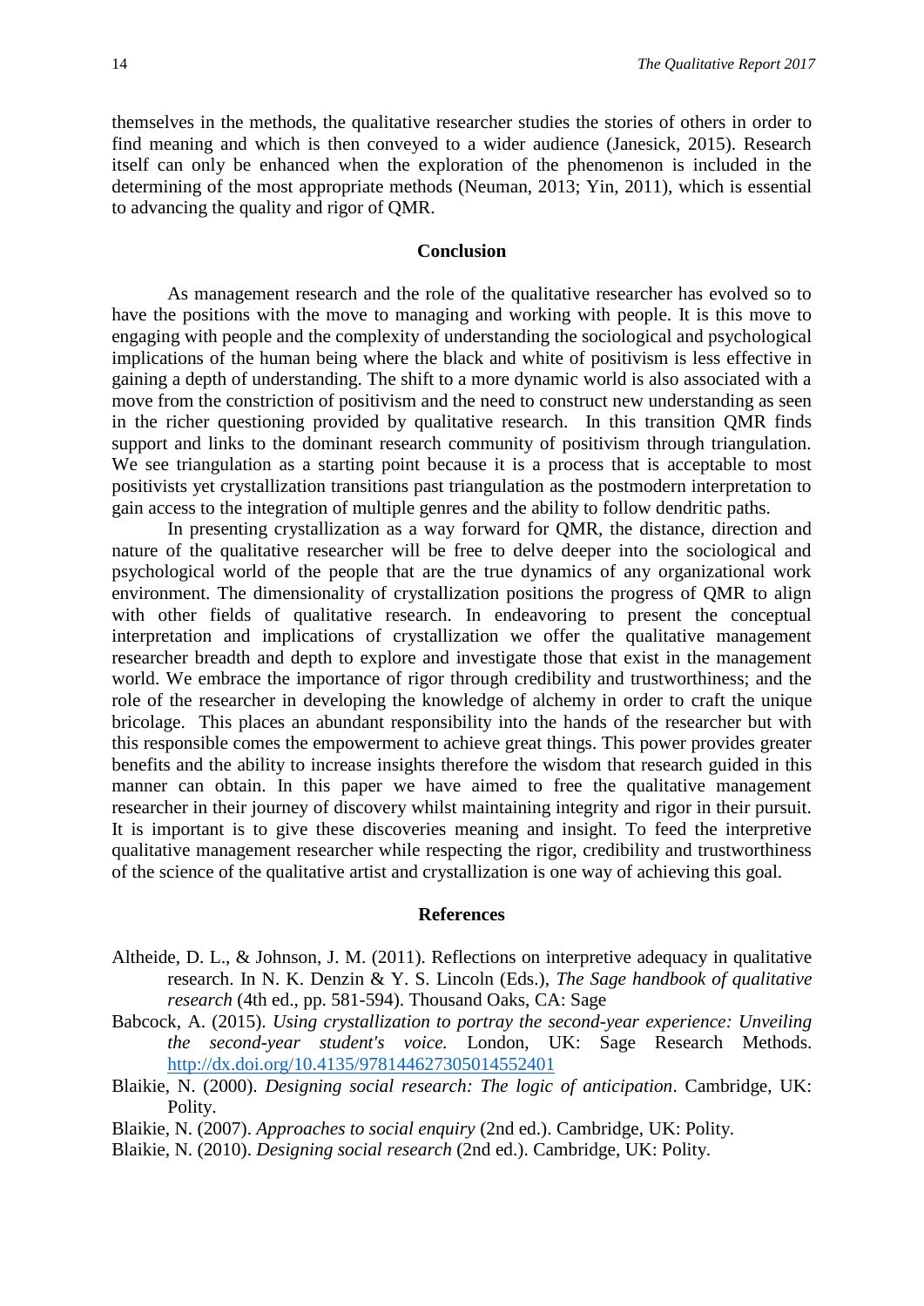themselves in the methods, the qualitative researcher studies the stories of others in order to find meaning and which is then conveyed to a wider audience (Janesick, 2015). Research itself can only be enhanced when the exploration of the phenomenon is included in the determining of the most appropriate methods (Neuman, 2013; Yin, 2011), which is essential to advancing the quality and rigor of QMR.

## Conclusion

As management research and the role of the qualitative researcher has evolved so to have the positions with the move to managing and working with people. It is this move to engaging with people and the complexity of understanding the sociological and psychological implications of the human being where the black and white of positivism is less effective in gaining a depth of understanding. The shift to a more dynamic world is also associated with a move from the constriction of positivism and the need to construct new understanding as seen in the richer questioning provided by qualitative research. In this transition QMR finds support and links to the dominant research community of positivism through triangulation. We see triangulation as a starting point because it is a process that is acceptable to most positivists yet crystallization transitions past triangulation as the postmodern interpretation to gain access to the integration of multiple genres and the ability to follow dendritic paths.

In presenting crystallization as a way forward for QMR, the distance, direction and nature of the qualitative researcher will be free to delve deeper into the sociological and psychological world of the people that are the true dynamics of any organizational work environment. The dimensionality of crystallization positions the progress of QMR to align with other fields of qualitative research. In endeavoring to present the conceptual interpretation and implications of crystallization we offer the qualitative management researcher breadth and depth to explore and investigate those that exist in the management world. We embrace the importance of rigor through credibility and trustworthiness; and the role of the researcher in developing the knowledge of alchemy in order to craft the unique bricolage. This places an abundant responsibility into the hands of the researcher but with this responsible comes the empowerment to achieve great things. This power provides greater benefits and the ability to increase insights therefore the wisdom that research guided in this manner can obtain. In this paper we have aimed to free the qualitative management researcher in their journey of discovery whilst maintaining integrity and rigor in their pursuit. It is important is to give these discoveries meaning and insight. To feed the interpretive qualitative management researcher while respecting the rigor, credibility and trustworthiness of the science of the qualitative artist and crystallization is one way of achieving this goal.

## References

Altheide, D. L., & Johnson, J. M. (2011). Reflections on interpretive adequacy in qualitative research. In N. K. Denzin & Y. S. Lincoln (Eds.), *The Sage handbook of qualitative research* (4th ed., pp. 581-594). Thousand Oaks, CA: Sage

Babcock, A. (2015). *Using crystallization to portray the second-year experience: Unveiling the second-year student's voice.* London, UK: Sage Research Methods. http://dx.doi.org/10.4135/978144627305014552401

Blaikie, N. (2000). *Designing social research: The logic of anticipation*. Cambridge, UK: Polity.

Blaikie, N. (2007). *Approaches to social enquiry* (2nd ed.). Cambridge, UK: Polity.

Blaikie, N. (2010). *Designing social research* (2nd ed.). Cambridge, UK: Polity.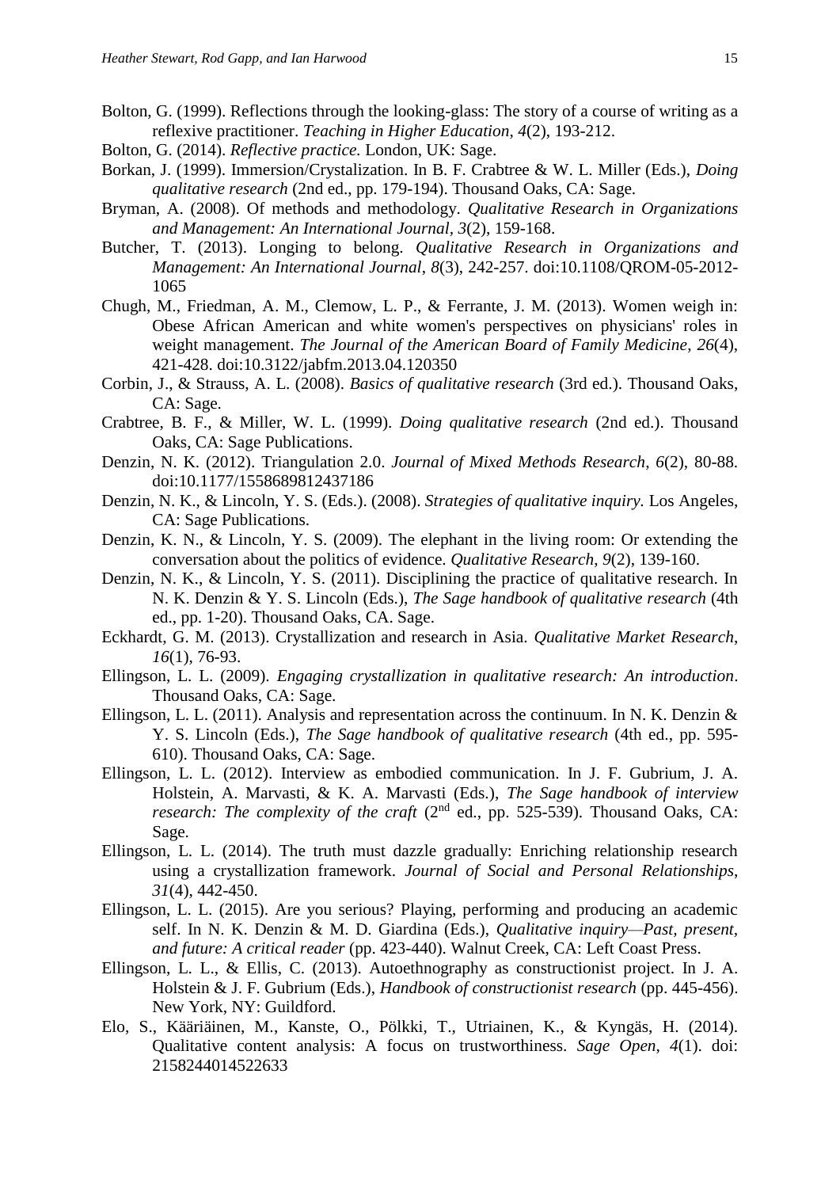Bolton, G. (1999). Reflections through the looking-glass: The story of a course of writing as a reflexive practitioner. *Teaching in Higher Education*, *4*(2), 193-212.

Bolton, G. (2014). *Reflective practice.* London, UK: Sage.

Borkan, J. (1999). Immersion/Crystalization. In B. F. Crabtree & W. L. Miller (Eds.), *Doing qualitative research* (2nd ed., pp. 179-194). Thousand Oaks, CA: Sage.

Bryman, A. (2008). Of methods and methodology. *Qualitative Research in Organizations and Management: An International Journal*, *3*(2), 159-168.

Butcher, T. (2013). Longing to belong. *Qualitative Research in Organizations and Management: An International Journal*, *8*(3), 242-257. doi:10.1108/QROM-05-2012-1065

Chugh, M., Friedman, A. M., Clemow, L. P., & Ferrante, J. M. (2013). Women weigh in: Obese African American and white women's perspectives on physicians' roles in weight management. *The Journal of the American Board of Family Medicine*, *26*(4), 421-428. doi:10.3122/jabfm.2013.04.120350

Corbin, J., & Strauss, A. L. (2008). *Basics of qualitative research* (3rd ed.). Thousand Oaks, CA: Sage.

Crabtree, B. F., & Miller, W. L. (1999). *Doing qualitative research* (2nd ed.). Thousand Oaks, CA: Sage Publications.

Denzin, N. K. (2012). Triangulation 2.0. *Journal of Mixed Methods Research*, *6*(2), 80-88. doi:10.1177/1558689812437186

Denzin, N. K., & Lincoln, Y. S. (Eds.). (2008). *Strategies of qualitative inquiry.* Los Angeles, CA: Sage Publications.

Denzin, K. N., & Lincoln, Y. S. (2009). The elephant in the living room: Or extending the conversation about the politics of evidence. *Qualitative Research*, *9*(2), 139-160.

Denzin, N. K., & Lincoln, Y. S. (2011). Disciplining the practice of qualitative research. In N. K. Denzin & Y. S. Lincoln (Eds.), *The Sage handbook of qualitative research* (4th ed., pp. 1-20). Thousand Oaks, CA. Sage.

Eckhardt, G. M. (2013). Crystallization and research in Asia. *Qualitative Market Research*, *16*(1), 76-93.

Ellingson, L. L. (2009). *Engaging crystallization in qualitative research: An introduction*. Thousand Oaks, CA: Sage.

Ellingson, L. L. (2011). Analysis and representation across the continuum. In N. K. Denzin & Y. S. Lincoln (Eds.), *The Sage handbook of qualitative research* (4th ed., pp. 595-610). Thousand Oaks, CA: Sage.

Ellingson, L. L. (2012). Interview as embodied communication. In J. F. Gubrium, J. A. Holstein, A. Marvasti, & K. A. Marvasti (Eds.), *The Sage handbook of interview research: The complexity of the craft* (2nd ed., pp. 525-539). Thousand Oaks, CA: Sage.

Ellingson, L. L. (2014). The truth must dazzle gradually: Enriching relationship research using a crystallization framework. *Journal of Social and Personal Relationships*, *31*(4), 442-450.

Ellingson, L. L. (2015). Are you serious? Playing, performing and producing an academic self. In N. K. Denzin & M. D. Giardina (Eds.), *Qualitative inquiry—Past, present, and future: A critical reader* (pp. 423-440). Walnut Creek, CA: Left Coast Press.

Ellingson, L. L., & Ellis, C. (2013). Autoethnography as constructionist project. In J. A. Holstein & J. F. Gubrium (Eds.), *Handbook of constructionist research* (pp. 445-456). New York, NY: Guildford.

Elo, S., Kääriäinen, M., Kanste, O., Pölkki, T., Utriainen, K., & Kyngäs, H. (2014). Qualitative content analysis: A focus on trustworthiness. *Sage Open*, *4*(1). doi: 2158244014522633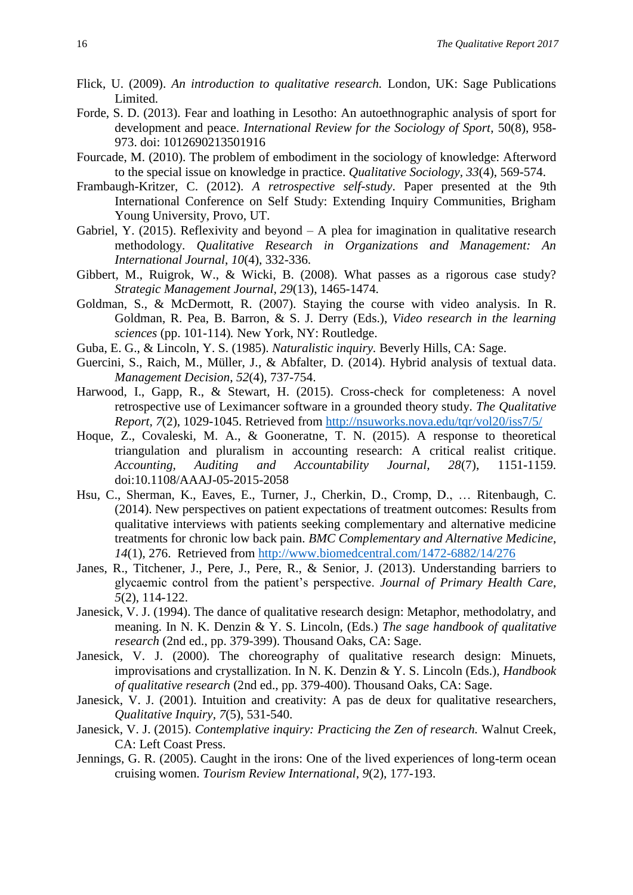Flick, U. (2009). *An introduction to qualitative research.* London, UK: Sage Publications Limited.

Forde, S. D. (2013). Fear and loathing in Lesotho: An autoethnographic analysis of sport for development and peace. *International Review for the Sociology of Sport*, 50(8), 958-973. doi: 1012690213501916

Fourcade, M. (2010). The problem of embodiment in the sociology of knowledge: Afterword to the special issue on knowledge in practice. *Qualitative Sociology, 33*(4), 569-574.

Frambaugh-Kritzer, C. (2012). *A retrospective self-study*. Paper presented at the 9th International Conference on Self Study: Extending Inquiry Communities, Brigham Young University, Provo, UT.

Gabriel, Y. (2015). Reflexivity and beyond – A plea for imagination in qualitative research methodology. *Qualitative Research in Organizations and Management: An International Journal*, *10*(4), 332-336.

Gibbert, M., Ruigrok, W., & Wicki, B. (2008). What passes as a rigorous case study? *Strategic Management Journal, 29*(13), 1465-1474.

Goldman, S., & McDermott, R. (2007). Staying the course with video analysis. In R. Goldman, R. Pea, B. Barron, & S. J. Derry (Eds.), *Video research in the learning sciences* (pp. 101-114)*.* New York, NY: Routledge.

Guba, E. G., & Lincoln, Y. S. (1985). *Naturalistic inquiry*. Beverly Hills, CA: Sage.

Guercini, S., Raich, M., Müller, J., & Abfalter, D. (2014). Hybrid analysis of textual data. *Management Decision*, *52*(4), 737-754.

Harwood, I., Gapp, R., & Stewart, H. (2015). Cross-check for completeness: A novel retrospective use of Leximancer software in a grounded theory study. *The Qualitative Report, 7*(2), 1029-1045. Retrieved from http://nsuworks.nova.edu/tqr/vol20/iss7/5/

Hoque, Z., Covaleski, M. A., & Gooneratne, T. N. (2015). A response to theoretical triangulation and pluralism in accounting research: A critical realist critique. *Accounting, Auditing and Accountability Journal, 28*(7), 1151-1159. doi:10.1108/AAAJ-05-2015-2058

Hsu, C., Sherman, K., Eaves, E., Turner, J., Cherkin, D., Cromp, D., … Ritenbaugh, C. (2014). New perspectives on patient expectations of treatment outcomes: Results from qualitative interviews with patients seeking complementary and alternative medicine treatments for chronic low back pain. *BMC Complementary and Alternative Medicine*, *14*(1), 276. Retrieved from http://www.biomedcentral.com/1472-6882/14/276

Janes, R., Titchener, J., Pere, J., Pere, R., & Senior, J. (2013). Understanding barriers to glycaemic control from the patient's perspective. *Journal of Primary Health Care*, *5*(2), 114-122.

Janesick, V. J. (1994). The dance of qualitative research design: Metaphor, methodolatry, and meaning. In N. K. Denzin & Y. S. Lincoln, (Eds.) *The sage handbook of qualitative research* (2nd ed., pp. 379-399). Thousand Oaks, CA: Sage.

Janesick, V. J. (2000). The choreography of qualitative research design: Minuets, improvisations and crystallization. In N. K. Denzin & Y. S. Lincoln (Eds.), *Handbook of qualitative research* (2nd ed., pp. 379-400). Thousand Oaks, CA: Sage.

Janesick, V. J. (2001). Intuition and creativity: A pas de deux for qualitative researchers, *Qualitative Inquiry*, *7*(5), 531-540.

Janesick, V. J. (2015). *Contemplative inquiry: Practicing the Zen of research.* Walnut Creek, CA: Left Coast Press.

Jennings, G. R. (2005). Caught in the irons: One of the lived experiences of long-term ocean cruising women. *Tourism Review International*, *9*(2), 177-193.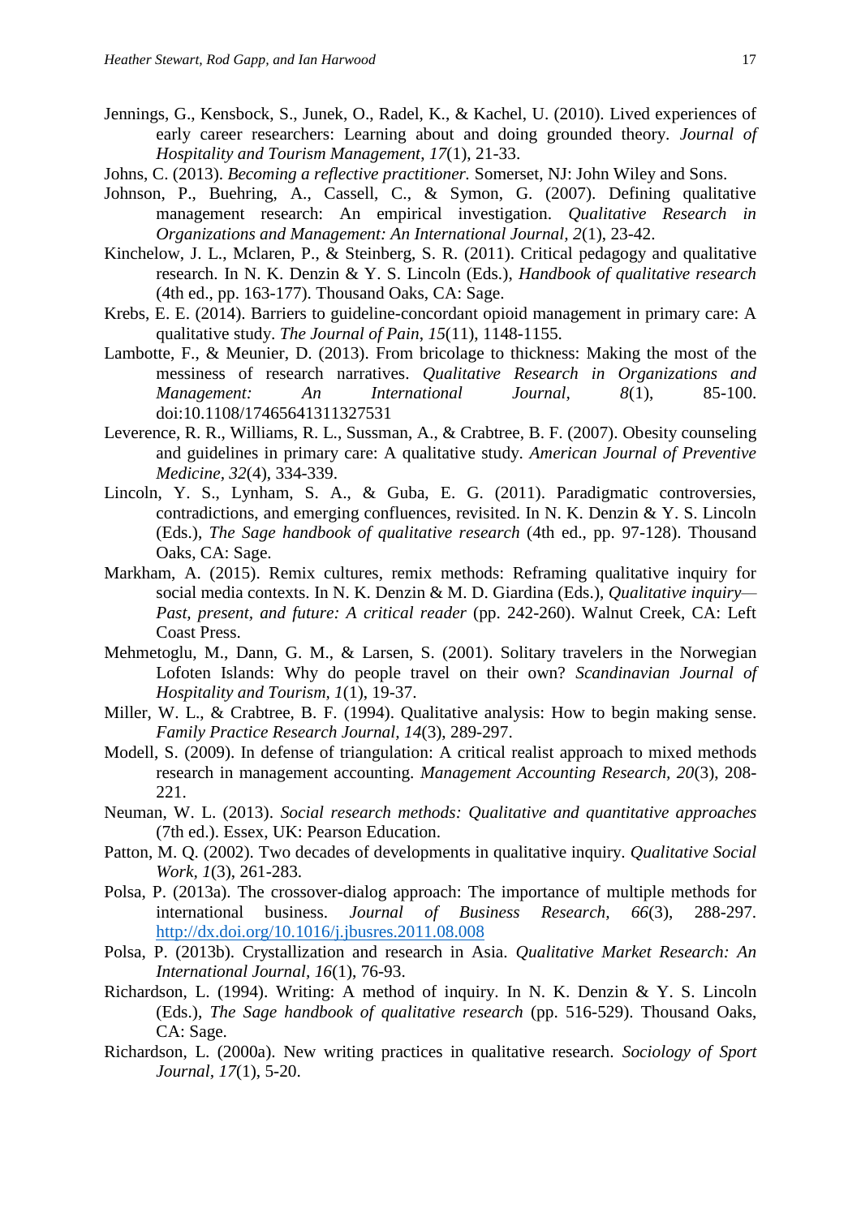Jennings, G., Kensbock, S., Junek, O., Radel, K., & Kachel, U. (2010). Lived experiences of early career researchers: Learning about and doing grounded theory. *Journal of Hospitality and Tourism Management*, *17*(1), 21-33.

Johns, C. (2013). *Becoming a reflective practitioner.* Somerset, NJ: John Wiley and Sons.

Johnson, P., Buehring, A., Cassell, C., & Symon, G. (2007). Defining qualitative management research: An empirical investigation. *Qualitative Research in Organizations and Management: An International Journal*, *2*(1), 23-42.

Kinchelow, J. L., Mclaren, P., & Steinberg, S. R. (2011). Critical pedagogy and qualitative research. In N. K. Denzin & Y. S. Lincoln (Eds.), *Handbook of qualitative research* (4th ed., pp. 163-177). Thousand Oaks, CA: Sage.

Krebs, E. E. (2014). Barriers to guideline-concordant opioid management in primary care: A qualitative study. *The Journal of Pain*, *15*(11), 1148-1155.

Lambotte, F., & Meunier, D. (2013). From bricolage to thickness: Making the most of the messiness of research narratives. *Qualitative Research in Organizations and Management: An International Journal*, *8*(1), 85-100. doi:10.1108/17465641311327531

Leverence, R. R., Williams, R. L., Sussman, A., & Crabtree, B. F. (2007). Obesity counseling and guidelines in primary care: A qualitative study. *American Journal of Preventive Medicine*, *32*(4), 334-339.

Lincoln, Y. S., Lynham, S. A., & Guba, E. G. (2011). Paradigmatic controversies, contradictions, and emerging confluences, revisited. In N. K. Denzin & Y. S. Lincoln (Eds.), *The Sage handbook of qualitative research* (4th ed., pp. 97-128). Thousand Oaks, CA: Sage.

Markham, A. (2015). Remix cultures, remix methods: Reframing qualitative inquiry for social media contexts. In N. K. Denzin & M. D. Giardina (Eds.), *Qualitative inquiry—Past, present, and future: A critical reader* (pp. 242-260). Walnut Creek, CA: Left Coast Press.

Mehmetoglu, M., Dann, G. M., & Larsen, S. (2001). Solitary travelers in the Norwegian Lofoten Islands: Why do people travel on their own? *Scandinavian Journal of Hospitality and Tourism*, *1*(1), 19-37.

Miller, W. L., & Crabtree, B. F. (1994). Qualitative analysis: How to begin making sense. *Family Practice Research Journal*, *14*(3), 289-297.

Modell, S. (2009). In defense of triangulation: A critical realist approach to mixed methods research in management accounting. *Management Accounting Research*, *20*(3), 208-221.

Neuman, W. L. (2013). *Social research methods: Qualitative and quantitative approaches* (7th ed.). Essex, UK: Pearson Education.

Patton, M. Q. (2002). Two decades of developments in qualitative inquiry. *Qualitative Social Work*, *1*(3), 261-283.

Polsa, P. (2013a). The crossover-dialog approach: The importance of multiple methods for international business. *Journal of Business Research*, *66*(3), 288-297. http://dx.doi.org/10.1016/j.jbusres.2011.08.008

Polsa, P. (2013b). Crystallization and research in Asia. *Qualitative Market Research: An International Journal*, *16*(1), 76-93.

Richardson, L. (1994). Writing: A method of inquiry. In N. K. Denzin & Y. S. Lincoln (Eds.), *The Sage handbook of qualitative research* (pp. 516-529). Thousand Oaks, CA: Sage.

Richardson, L. (2000a). New writing practices in qualitative research. *Sociology of Sport Journal*, *17*(1), 5-20.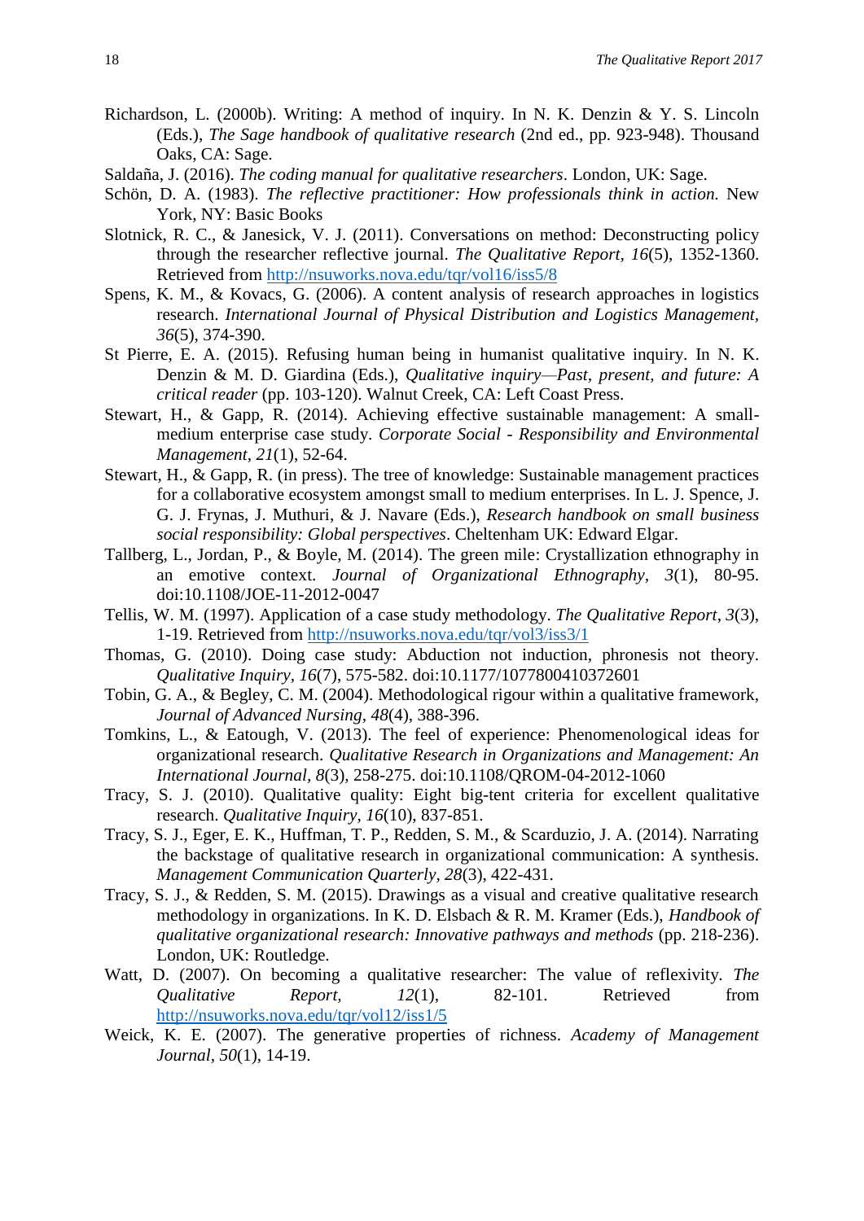Richardson, L. (2000b). Writing: A method of inquiry. In N. K. Denzin & Y. S. Lincoln (Eds.), *The Sage handbook of qualitative research* (2nd ed., pp. 923-948). Thousand Oaks, CA: Sage.

Saldaña, J. (2016). *The coding manual for qualitative researchers*. London, UK: Sage.

Schön, D. A. (1983). *The reflective practitioner: How professionals think in action.* New York, NY: Basic Books

Slotnick, R. C., & Janesick, V. J. (2011). Conversations on method: Deconstructing policy through the researcher reflective journal. *The Qualitative Report, 16*(5), 1352-1360. Retrieved from http://nsuworks.nova.edu/tqr/vol16/iss5/8

Spens, K. M., & Kovacs, G. (2006). A content analysis of research approaches in logistics research. *International Journal of Physical Distribution and Logistics Management, 36*(5), 374-390.

St Pierre, E. A. (2015). Refusing human being in humanist qualitative inquiry. In N. K. Denzin & M. D. Giardina (Eds.), *Qualitative inquiry—Past, present, and future: A critical reader* (pp. 103-120). Walnut Creek, CA: Left Coast Press.

Stewart, H., & Gapp, R. (2014). Achieving effective sustainable management: A small-medium enterprise case study. *Corporate Social - Responsibility and Environmental Management, 21*(1), 52-64.

Stewart, H., & Gapp, R. (in press). The tree of knowledge: Sustainable management practices for a collaborative ecosystem amongst small to medium enterprises. In L. J. Spence, J. G. J. Frynas, J. Muthuri, & J. Navare (Eds.), *Research handbook on small business social responsibility: Global perspectives*. Cheltenham UK: Edward Elgar.

Tallberg, L., Jordan, P., & Boyle, M. (2014). The green mile: Crystallization ethnography in an emotive context. *Journal of Organizational Ethnography, 3*(1), 80-95. doi:10.1108/JOE-11-2012-0047

Tellis, W. M. (1997). Application of a case study methodology. *The Qualitative Report, 3*(3), 1-19. Retrieved from http://nsuworks.nova.edu/tqr/vol3/iss3/1

Thomas, G. (2010). Doing case study: Abduction not induction, phronesis not theory. *Qualitative Inquiry, 16*(7), 575-582. doi:10.1177/1077800410372601

Tobin, G. A., & Begley, C. M. (2004). Methodological rigour within a qualitative framework, *Journal of Advanced Nursing, 48*(4), 388-396.

Tomkins, L., & Eatough, V. (2013). The feel of experience: Phenomenological ideas for organizational research. *Qualitative Research in Organizations and Management: An International Journal, 8*(3), 258-275. doi:10.1108/QROM-04-2012-1060

Tracy, S. J. (2010). Qualitative quality: Eight big-tent criteria for excellent qualitative research. *Qualitative Inquiry, 16*(10), 837-851.

Tracy, S. J., Eger, E. K., Huffman, T. P., Redden, S. M., & Scarduzio, J. A. (2014). Narrating the backstage of qualitative research in organizational communication: A synthesis. *Management Communication Quarterly, 28*(3), 422-431.

Tracy, S. J., & Redden, S. M. (2015). Drawings as a visual and creative qualitative research methodology in organizations. In K. D. Elsbach & R. M. Kramer (Eds.), *Handbook of qualitative organizational research: Innovative pathways and methods* (pp. 218-236). London, UK: Routledge.

Watt, D. (2007). On becoming a qualitative researcher: The value of reflexivity. *The Qualitative Report, 12*(1), 82-101. Retrieved from http://nsuworks.nova.edu/tqr/vol12/iss1/5

Weick, K. E. (2007). The generative properties of richness. *Academy of Management Journal, 50*(1), 14-19.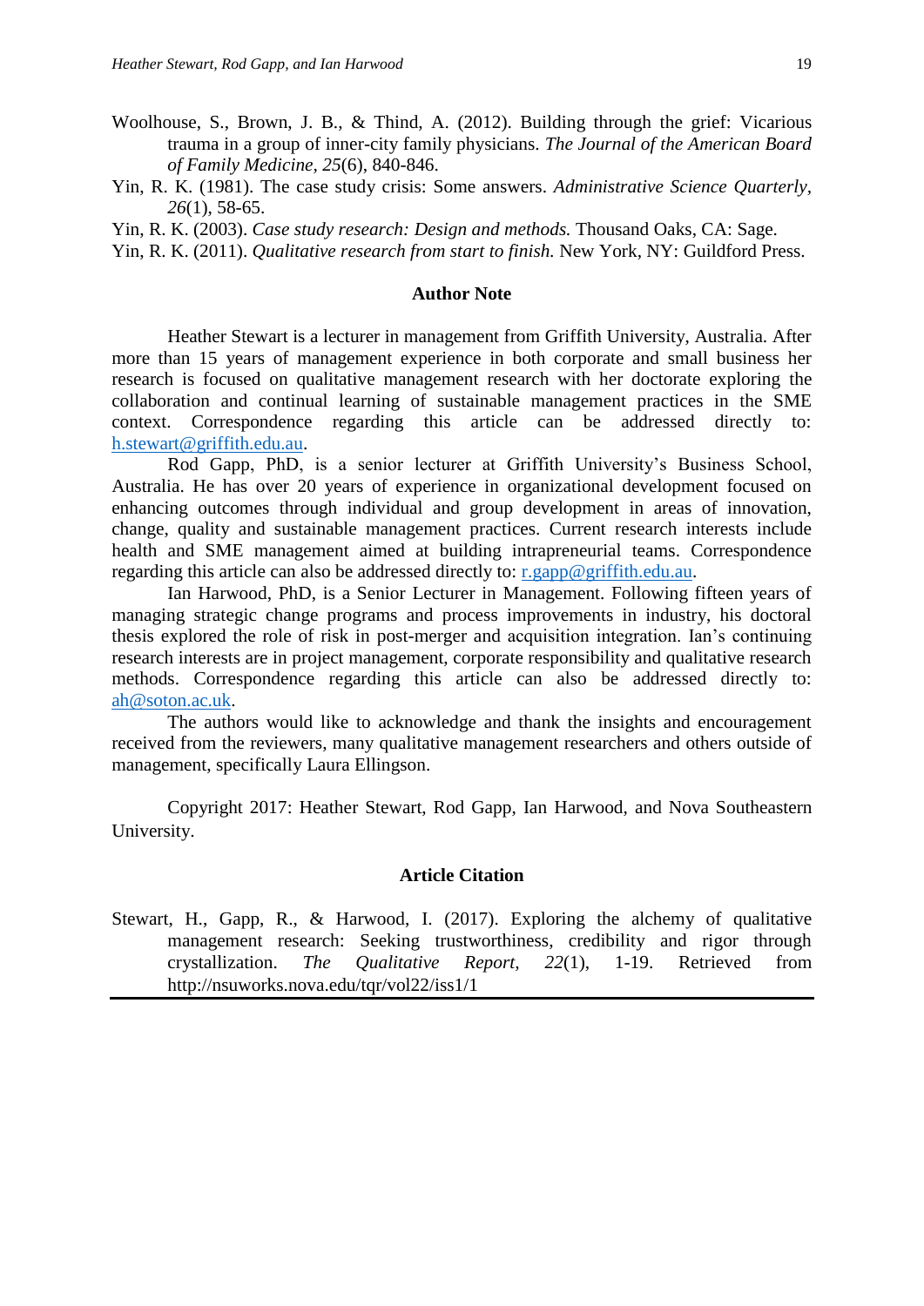Woolhouse, S., Brown, J. B., & Thind, A. (2012). Building through the grief: Vicarious trauma in a group of inner-city family physicians. *The Journal of the American Board of Family Medicine*, *25*(6), 840-846.

Yin, R. K. (1981). The case study crisis: Some answers. *Administrative Science Quarterly*, *26*(1), 58-65.

Yin, R. K. (2003). *Case study research: Design and methods.* Thousand Oaks, CA: Sage.

Yin, R. K. (2011). *Qualitative research from start to finish.* New York, NY: Guildford Press.

## Author Note

Heather Stewart is a lecturer in management from Griffith University, Australia. After more than 15 years of management experience in both corporate and small business her research is focused on qualitative management research with her doctorate exploring the collaboration and continual learning of sustainable management practices in the SME context. Correspondence regarding this article can be addressed directly to: h.stewart@griffith.edu.au.

Rod Gapp, PhD, is a senior lecturer at Griffith University's Business School, Australia. He has over 20 years of experience in organizational development focused on enhancing outcomes through individual and group development in areas of innovation, change, quality and sustainable management practices. Current research interests include health and SME management aimed at building intrapreneurial teams. Correspondence regarding this article can also be addressed directly to: r.gapp@griffith.edu.au.

Ian Harwood, PhD, is a Senior Lecturer in Management. Following fifteen years of managing strategic change programs and process improvements in industry, his doctoral thesis explored the role of risk in post-merger and acquisition integration. Ian's continuing research interests are in project management, corporate responsibility and qualitative research methods. Correspondence regarding this article can also be addressed directly to: ah@soton.ac.uk.

The authors would like to acknowledge and thank the insights and encouragement received from the reviewers, many qualitative management researchers and others outside of management, specifically Laura Ellingson.

Copyright 2017: Heather Stewart, Rod Gapp, Ian Harwood, and Nova Southeastern University.

## Article Citation

Stewart, H., Gapp, R., & Harwood, I. (2017). Exploring the alchemy of qualitative management research: Seeking trustworthiness, credibility and rigor through crystallization. *The Qualitative Report, 22*(1), 1-19. Retrieved from http://nsuworks.nova.edu/tqr/vol22/iss1/1